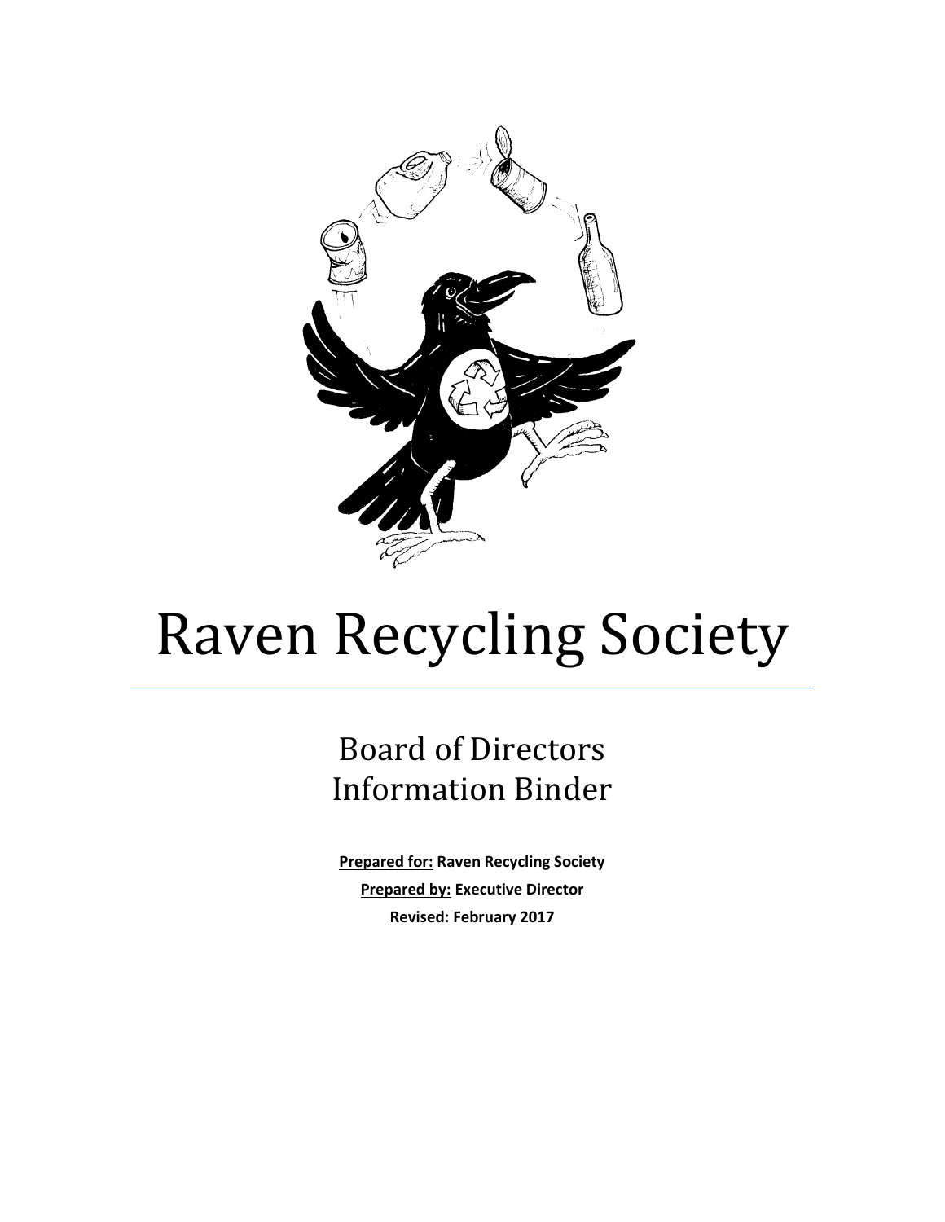# Raven Recycling Society

## Board of Directors Information Binder

**Prepared for: Raven Recycling Society**

**Prepared by: Executive Director**

**Revised: February 2017**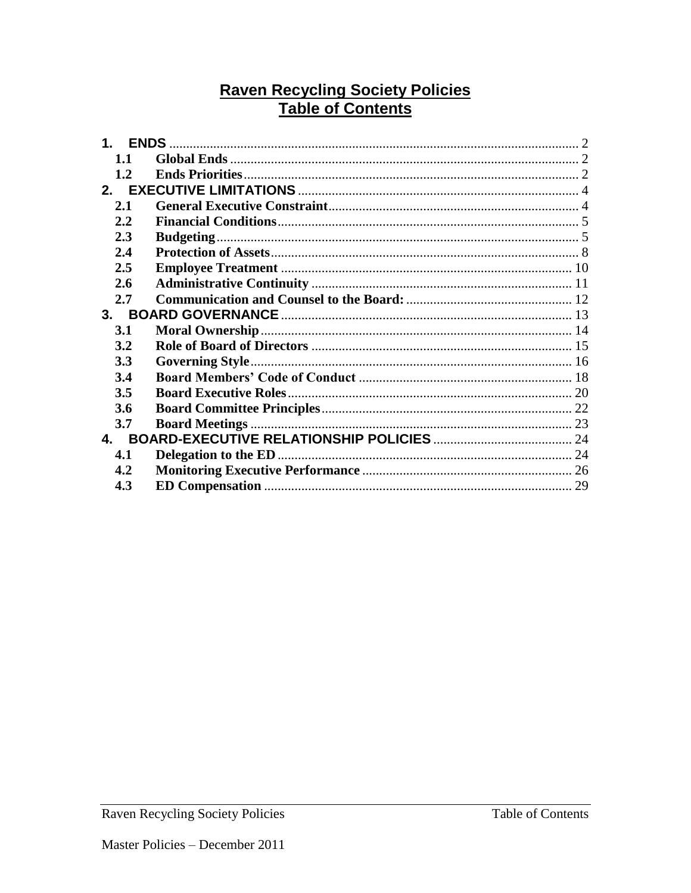# Raven Recycling Society Policies
# Table of Contents

- **1. ENDS** ........ 2
  - **1.1 Global Ends** ........ 2
  - **1.2 Ends Priorities** ........ 2
- **2. EXECUTIVE LIMITATIONS** ........ 4
  - **2.1 General Executive Constraint** ........ 4
  - **2.2 Financial Conditions** ........ 5
  - **2.3 Budgeting** ........ 5
  - **2.4 Protection of Assets** ........ 8
  - **2.5 Employee Treatment** ........ 10
  - **2.6 Administrative Continuity** ........ 11
  - **2.7 Communication and Counsel to the Board:** ........ 12
- **3. BOARD GOVERNANCE** ........ 13
  - **3.1 Moral Ownership** ........ 14
  - **3.2 Role of Board of Directors** ........ 15
  - **3.3 Governing Style** ........ 16
  - **3.4 Board Members' Code of Conduct** ........ 18
  - **3.5 Board Executive Roles** ........ 20
  - **3.6 Board Committee Principles** ........ 22
  - **3.7 Board Meetings** ........ 23
- **4. BOARD-EXECUTIVE RELATIONSHIP POLICIES** ........ 24
  - **4.1 Delegation to the ED** ........ 24
  - **4.2 Monitoring Executive Performance** ........ 26
  - **4.3 ED Compensation** ........ 29

Master Policies – December 2011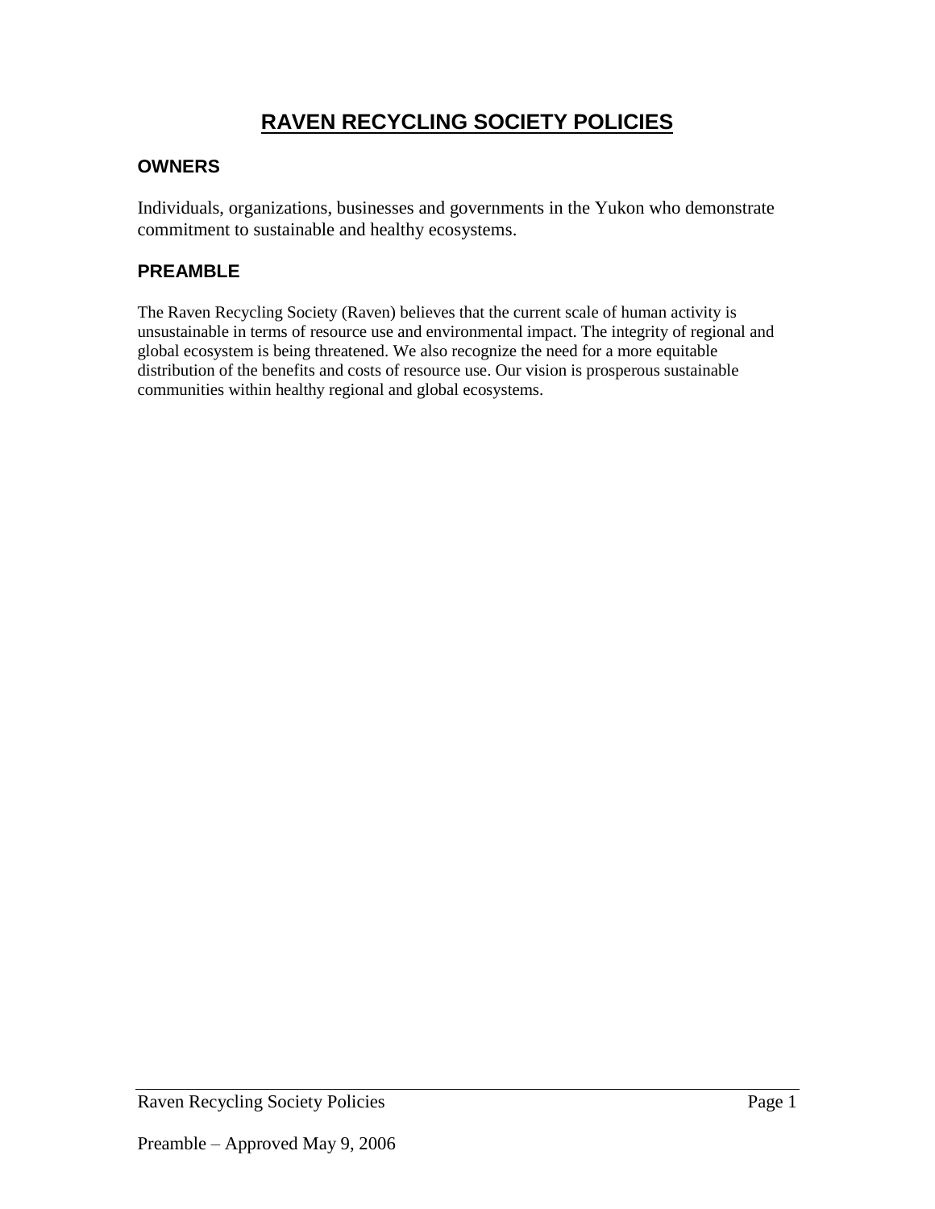# RAVEN RECYCLING SOCIETY POLICIES

## OWNERS

Individuals, organizations, businesses and governments in the Yukon who demonstrate commitment to sustainable and healthy ecosystems.

## PREAMBLE

The Raven Recycling Society (Raven) believes that the current scale of human activity is unsustainable in terms of resource use and environmental impact. The integrity of regional and global ecosystem is being threatened. We also recognize the need for a more equitable distribution of the benefits and costs of resource use. Our vision is prosperous sustainable communities within healthy regional and global ecosystems.

Preamble – Approved May 9, 2006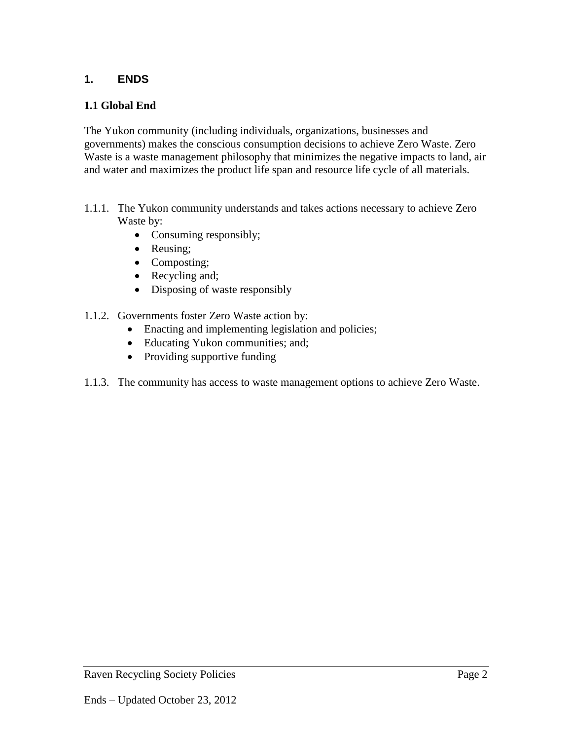## 1. ENDS

### 1.1 Global End

The Yukon community (including individuals, organizations, businesses and governments) makes the conscious consumption decisions to achieve Zero Waste. Zero Waste is a waste management philosophy that minimizes the negative impacts to land, air and water and maximizes the product life span and resource life cycle of all materials.

1.1.1. The Yukon community understands and takes actions necessary to achieve Zero Waste by:

- Consuming responsibly;
- Reusing;
- Composting;
- Recycling and;
- Disposing of waste responsibly

1.1.2. Governments foster Zero Waste action by:

- Enacting and implementing legislation and policies;
- Educating Yukon communities; and;
- Providing supportive funding

1.1.3. The community has access to waste management options to achieve Zero Waste.

Ends – Updated October 23, 2012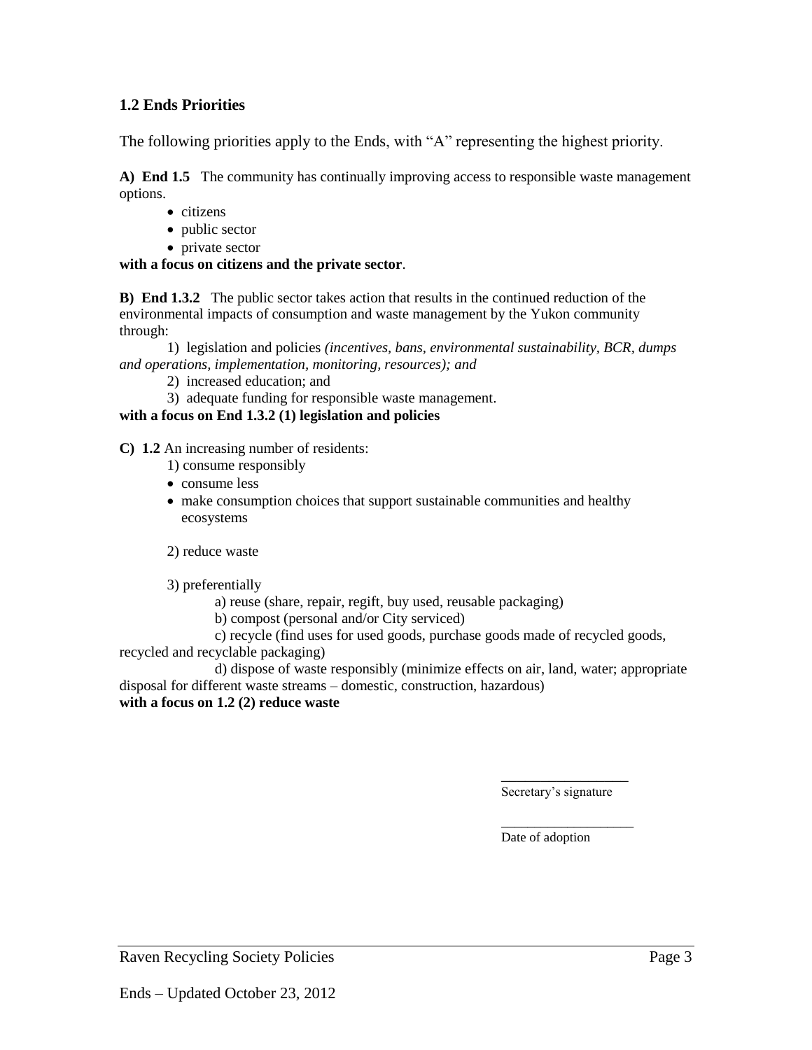### 1.2 Ends Priorities

The following priorities apply to the Ends, with "A" representing the highest priority.

**A) End 1.5** The community has continually improving access to responsible waste management options.

- citizens
- public sector
- private sector

**with a focus on citizens and the private sector**.

**B) End 1.3.2** The public sector takes action that results in the continued reduction of the environmental impacts of consumption and waste management by the Yukon community through:

1) legislation and policies *(incentives, bans, environmental sustainability, BCR, dumps and operations, implementation, monitoring, resources); and*

2) increased education; and

3) adequate funding for responsible waste management.

**with a focus on End 1.3.2 (1) legislation and policies**

**C) 1.2** An increasing number of residents:

1) consume responsibly

- consume less
- make consumption choices that support sustainable communities and healthy ecosystems

2) reduce waste

3) preferentially

a) reuse (share, repair, regift, buy used, reusable packaging)

b) compost (personal and/or City serviced)

c) recycle (find uses for used goods, purchase goods made of recycled goods, recycled and recyclable packaging)

d) dispose of waste responsibly (minimize effects on air, land, water; appropriate disposal for different waste streams – domestic, construction, hazardous)

**with a focus on 1.2 (2) reduce waste**

\_\_\_\_\_\_\_\_\_\_\_\_\_\_\_\_\_\_
Secretary's signature

\_\_\_\_\_\_\_\_\_\_\_\_\_\_\_\_\_\_
Date of adoption

Ends – Updated October 23, 2012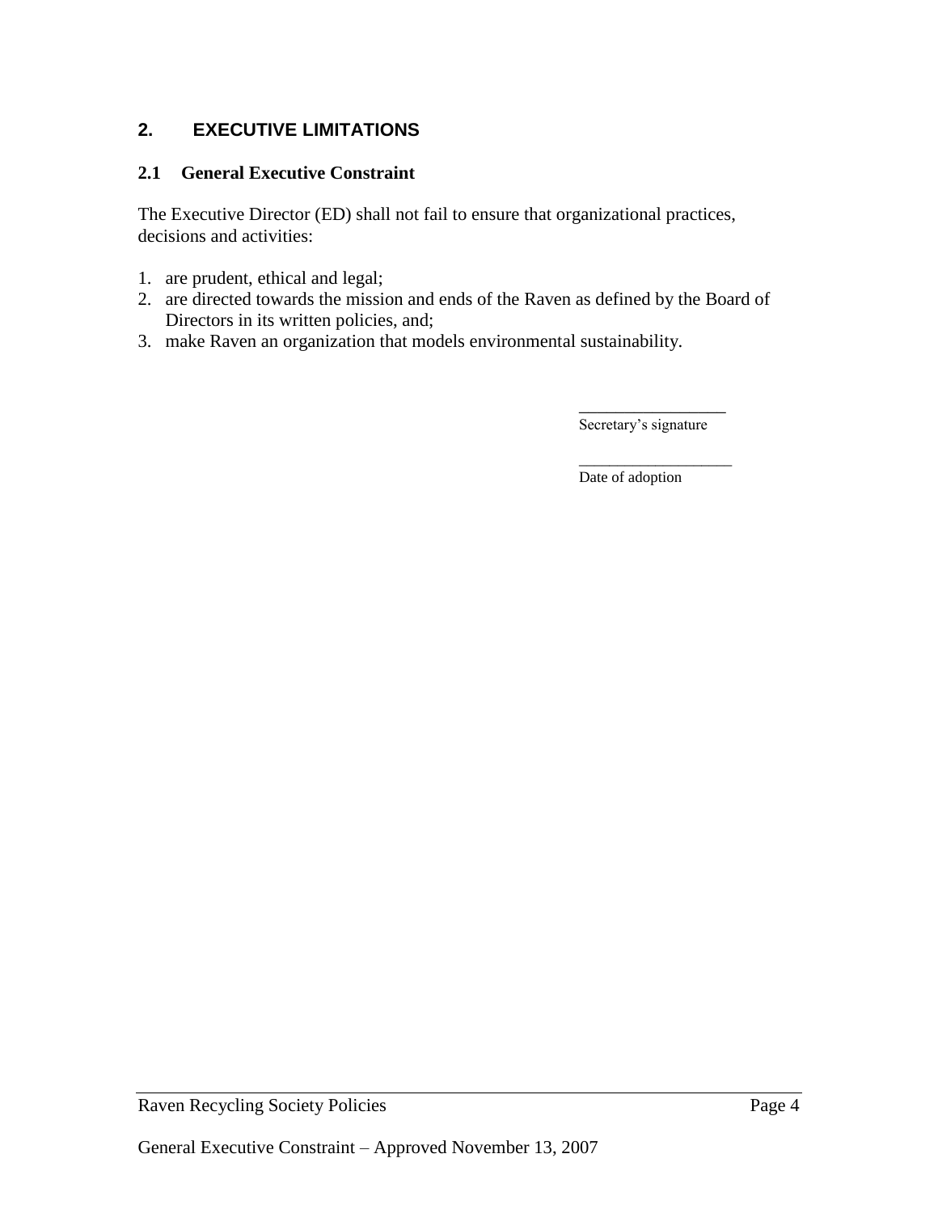## 2. EXECUTIVE LIMITATIONS

### 2.1 General Executive Constraint

The Executive Director (ED) shall not fail to ensure that organizational practices, decisions and activities:

1. are prudent, ethical and legal;
2. are directed towards the mission and ends of the Raven as defined by the Board of Directors in its written policies, and;
3. make Raven an organization that models environmental sustainability.

\_\_\_\_\_\_\_\_\_\_\_\_\_\_\_\_\_
Secretary's signature

\_\_\_\_\_\_\_\_\_\_\_\_\_\_\_\_\_
Date of adoption

General Executive Constraint – Approved November 13, 2007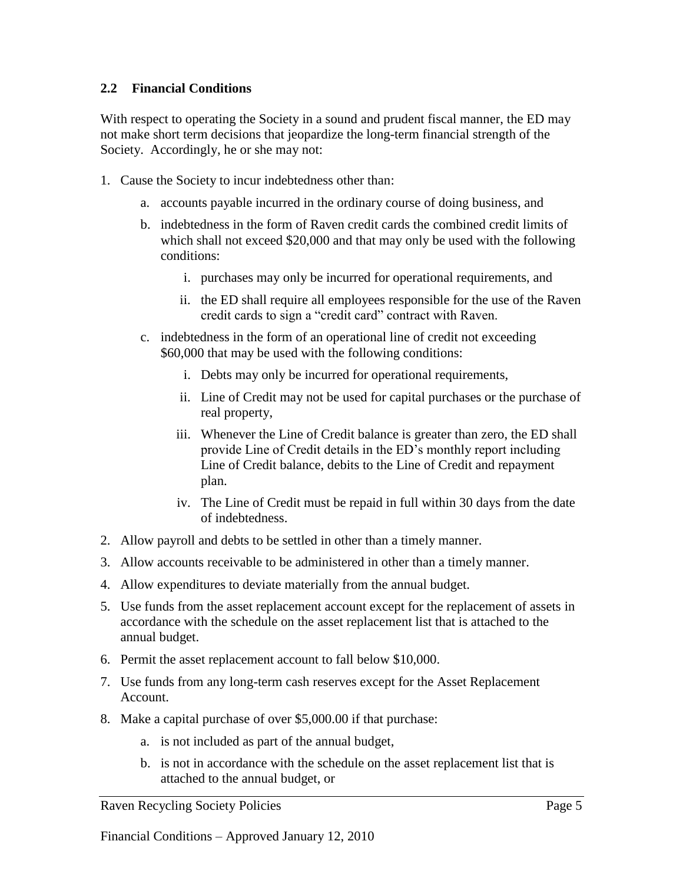## 2.2 Financial Conditions

With respect to operating the Society in a sound and prudent fiscal manner, the ED may not make short term decisions that jeopardize the long-term financial strength of the Society. Accordingly, he or she may not:

1. Cause the Society to incur indebtedness other than:
    a. accounts payable incurred in the ordinary course of doing business, and
    b. indebtedness in the form of Raven credit cards the combined credit limits of which shall not exceed $20,000 and that may only be used with the following conditions:
        i. purchases may only be incurred for operational requirements, and
        ii. the ED shall require all employees responsible for the use of the Raven credit cards to sign a "credit" contract with Raven.
    c. indebtedness in the form of an operational line of credit not exceeding $60,000 that may be used with the following conditions:
        i. Debts may only be incurred for operational requirements,
        ii. Line of Credit may not be used for capital purchases or the purchase of real property,
        iii. Whenever the Line of Credit balance is greater than zero, the ED shall provide Line of Credit details in the ED's monthly report including Line of Credit balance, debits to the Line of Credit and repayment plan.
        iv. The Line of Credit must be repaid in full within 30 days from the date of indebtedness.
2. Allow payroll and debts to be settled in other than a timely manner.
3. Allow accounts receivable to be administered in other than a timely manner.
4. Allow expenditures to deviate materially from the annual budget.
5. Use funds from the asset replacement account except for the replacement of assets in accordance with the schedule on the asset replacement list that is attached to the annual budget.
6. Permit the asset replacement account to fall below $10,000.
7. Use funds from any long-term cash reserves except for the Asset Replacement Account.
8. Make a capital purchase of over $5,000.00 if that purchase:
    a. is not included as part of the annual budget,
    b. is not in accordance with the schedule on the asset replacement list that is attached to the annual budget, or

Financial Conditions – Approved January 12, 2010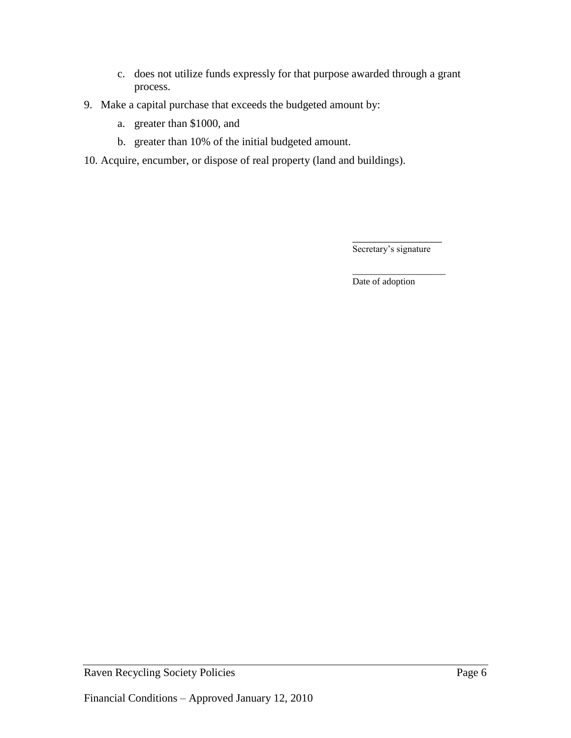c. does not utilize funds expressly for that purpose awarded through a grant process.

9. Make a capital purchase that exceeds the budgeted amount by:

   a. greater than $1000, and

   b. greater than 10% of the initial budgeted amount.

10. Acquire, encumber, or dispose of real property (land and buildings).

\_\_\_\_\_\_\_\_\_\_\_\_\_\_\_\_\_\_\_
Secretary's signature

\_\_\_\_\_\_\_\_\_\_\_\_\_\_\_\_\_\_\_
Date of adoption

Financial Conditions – Approved January 12, 2010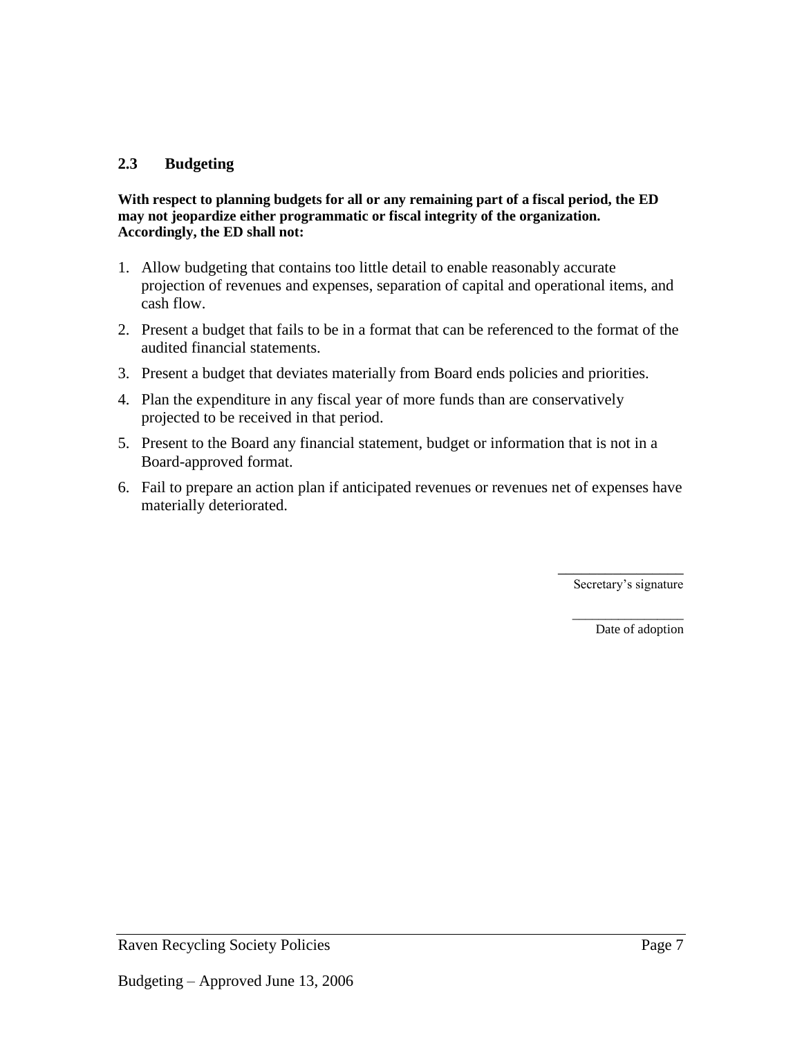## 2.3 Budgeting

**With respect to planning budgets for all or any remaining part of a fiscal period, the ED may not jeopardize either programmatic or fiscal integrity of the organization. Accordingly, the ED shall not:**

1. Allow budgeting that contains too little detail to enable reasonably accurate projection of revenues and expenses, separation of capital and operational items, and cash flow.
2. Present a budget that fails to be in a format that can be referenced to the format of the audited financial statements.
3. Present a budget that deviates materially from Board ends policies and priorities.
4. Plan the expenditure in any fiscal year of more funds than are conservatively projected to be received in that period.
5. Present to the Board any financial statement, budget or information that is not in a Board-approved format.
6. Fail to prepare an action plan if anticipated revenues or revenues net of expenses have materially deteriorated.

\_\_\_\_\_\_\_\_\_\_\_\_\_\_\_\_\_
Secretary's signature

\_\_\_\_\_\_\_\_\_\_\_\_\_\_\_\_\_
Date of adoption

Budgeting – Approved June 13, 2006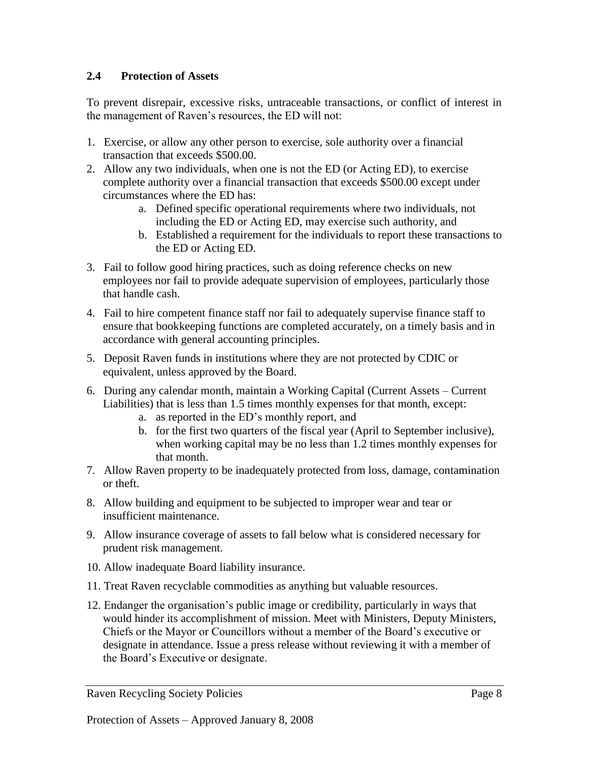### 2.4 Protection of Assets

To prevent disrepair, excessive risks, untraceable transactions, or conflict of interest in the management of Raven's resources, the ED will not:

1. Exercise, or allow any other person to exercise, sole authority over a financial transaction that exceeds $500.00.
2. Allow any two individuals, when one is not the ED (or Acting ED), to exercise complete authority over a financial transaction that exceeds $500.00 except under circumstances where the ED has:
    a. Defined specific operational requirements where two individuals, not including the ED or Acting ED, may exercise such authority, and
    b. Established a requirement for the individuals to report these transactions to the ED or Acting ED.
3. Fail to follow good hiring practices, such as doing reference checks on new employees nor fail to provide adequate supervision of employees, particularly those that handle cash.
4. Fail to hire competent finance staff nor fail to adequately supervise finance staff to ensure that bookkeeping functions are completed accurately, on a timely basis and in accordance with general accounting principles.
5. Deposit Raven funds in institutions where they are not protected by CDIC or equivalent, unless approved by the Board.
6. During any calendar month, maintain a Working Capital (Current Assets – Current Liabilities) that is less than 1.5 times monthly expenses for that month, except:
    a. as reported in the ED's monthly report, and
    b. for the first two quarters of the fiscal year (April to September inclusive), when working capital may be no less than 1.2 times monthly expenses for that month.
7. Allow Raven property to be inadequately protected from loss, damage, contamination or theft.
8. Allow building and equipment to be subjected to improper wear and tear or insufficient maintenance.
9. Allow insurance coverage of assets to fall below what is considered necessary for prudent risk management.
10. Allow inadequate Board liability insurance.
11. Treat Raven recyclable commodities as anything but valuable resources.
12. Endanger the organisation's public image or credibility, particularly in ways that would hinder its accomplishment of mission. Meet with Ministers, Deputy Ministers, Chiefs or the Mayor or Councillors without a member of the Board's executive or designate in attendance. Issue a press release without reviewing it with a member of the Board's Executive or designate.

Protection of Assets – Approved January 8, 2008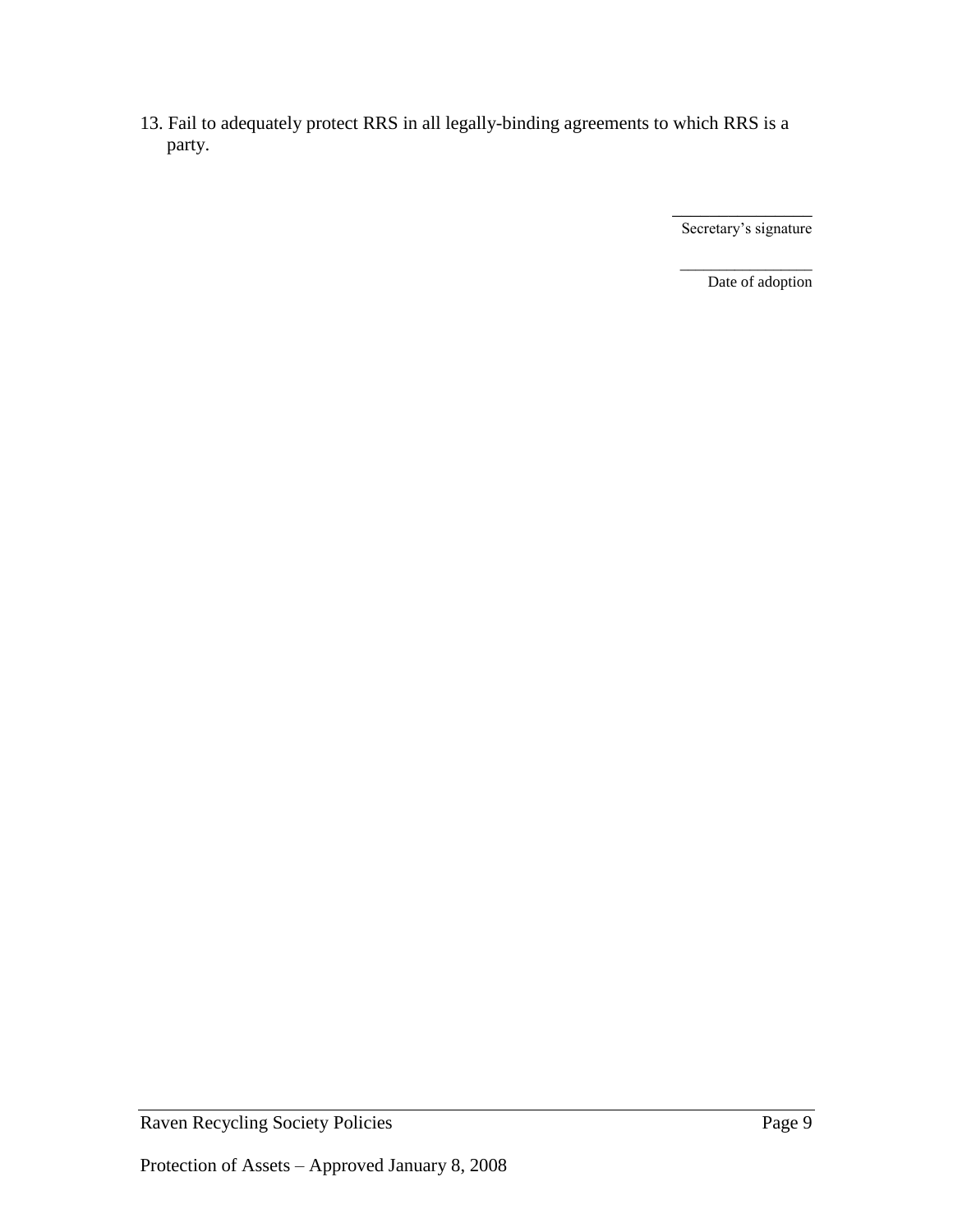13. Fail to adequately protect RRS in all legally-binding agreements to which RRS is a party.

\_\_\_\_\_\_\_\_\_\_\_\_\_\_\_\_
Secretary's signature

\_\_\_\_\_\_\_\_\_\_\_\_\_\_\_\_
Date of adoption

Protection of Assets – Approved January 8, 2008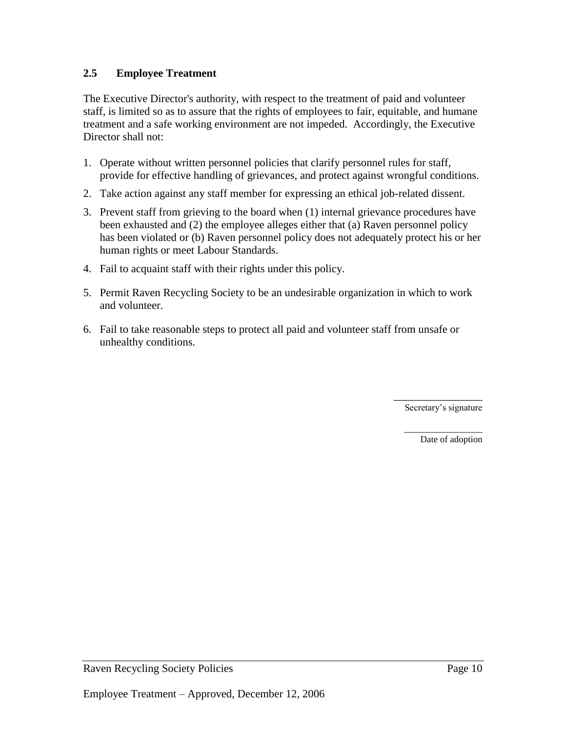## 2.5 Employee Treatment

The Executive Director's authority, with respect to the treatment of paid and volunteer staff, is limited so as to assure that the rights of employees to fair, equitable, and humane treatment and a safe working environment are not impeded. Accordingly, the Executive Director shall not:

1. Operate without written personnel policies that clarify personnel rules for staff, provide for effective handling of grievances, and protect against wrongful conditions.
2. Take action against any staff member for expressing an ethical job-related dissent.
3. Prevent staff from grieving to the board when (1) internal grievance procedures have been exhausted and (2) the employee alleges either that (a) Raven personnel policy has been violated or (b) Raven personnel policy does not adequately protect his or her human rights or meet Labour Standards.
4. Fail to acquaint staff with their rights under this policy.
5. Permit Raven Recycling Society to be an undesirable organization in which to work and volunteer.
6. Fail to take reasonable steps to protect all paid and volunteer staff from unsafe or unhealthy conditions.

\_\_\_\_\_\_\_\_\_\_\_\_\_\_\_\_\_\_
Secretary's signature

\_\_\_\_\_\_\_\_\_\_\_\_\_\_\_\_\_\_
Date of adoption

Employee Treatment – Approved, December 12, 2006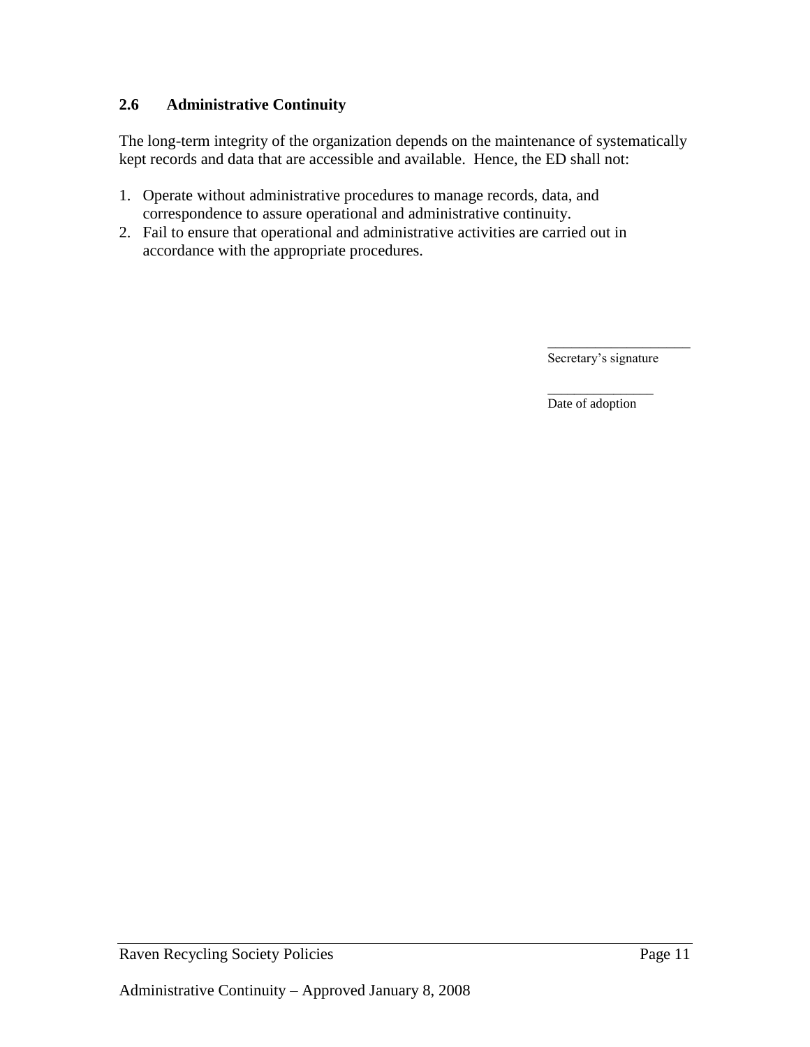### 2.6 Administrative Continuity

The long-term integrity of the organization depends on the maintenance of systematically kept records and data that are accessible and available. Hence, the ED shall not:

1. Operate without administrative procedures to manage records, data, and correspondence to assure operational and administrative continuity.
2. Fail to ensure that operational and administrative activities are carried out in accordance with the appropriate procedures.

____________________
Secretary's signature

_______________
Date of adoption

Administrative Continuity – Approved January 8, 2008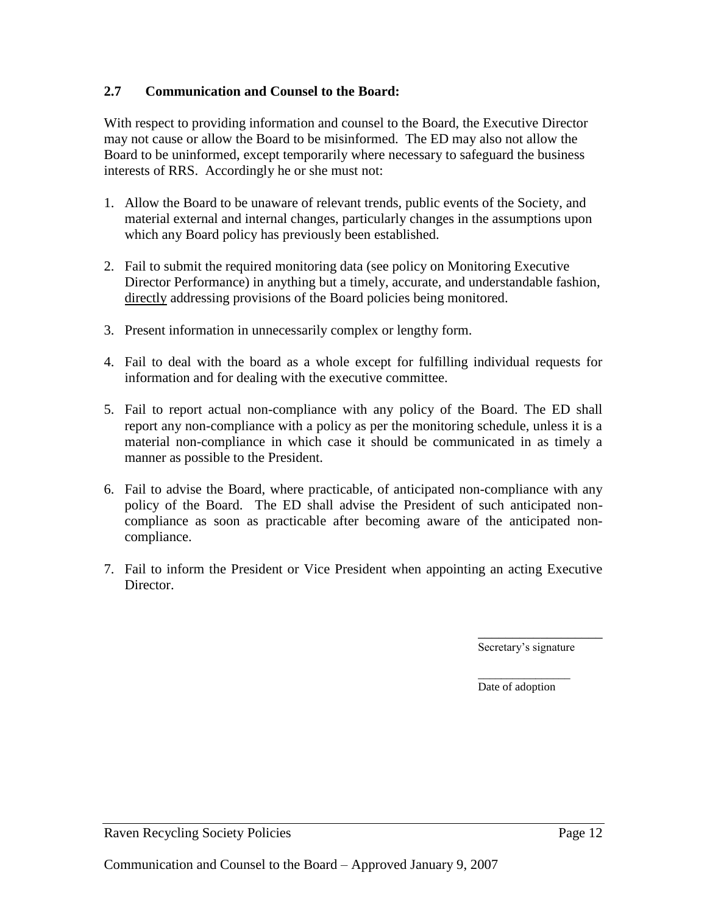### 2.7 Communication and Counsel to the Board:

With respect to providing information and counsel to the Board, the Executive Director may not cause or allow the Board to be misinformed. The ED may also not allow the Board to be uninformed, except temporarily where necessary to safeguard the business interests of RRS. Accordingly he or she must not:

1. Allow the Board to be unaware of relevant trends, public events of the Society, and material external and internal changes, particularly changes in the assumptions upon which any Board policy has previously been established.

2. Fail to submit the required monitoring data (see policy on Monitoring Executive Director Performance) in anything but a timely, accurate, and understandable fashion, directly addressing provisions of the Board policies being monitored.

3. Present information in unnecessarily complex or lengthy form.

4. Fail to deal with the board as a whole except for fulfilling individual requests for information and for dealing with the executive committee.

5. Fail to report actual non-compliance with any policy of the Board. The ED shall report any non-compliance with a policy as per the monitoring schedule, unless it is a material non-compliance in which case it should be communicated in as timely a manner as possible to the President.

6. Fail to advise the Board, where practicable, of anticipated non-compliance with any policy of the Board. The ED shall advise the President of such anticipated non-compliance as soon as practicable after becoming aware of the anticipated non-compliance.

7. Fail to inform the President or Vice President when appointing an acting Executive Director.

____________________
Secretary's signature

________________
Date of adoption

Communication and Counsel to the Board – Approved January 9, 2007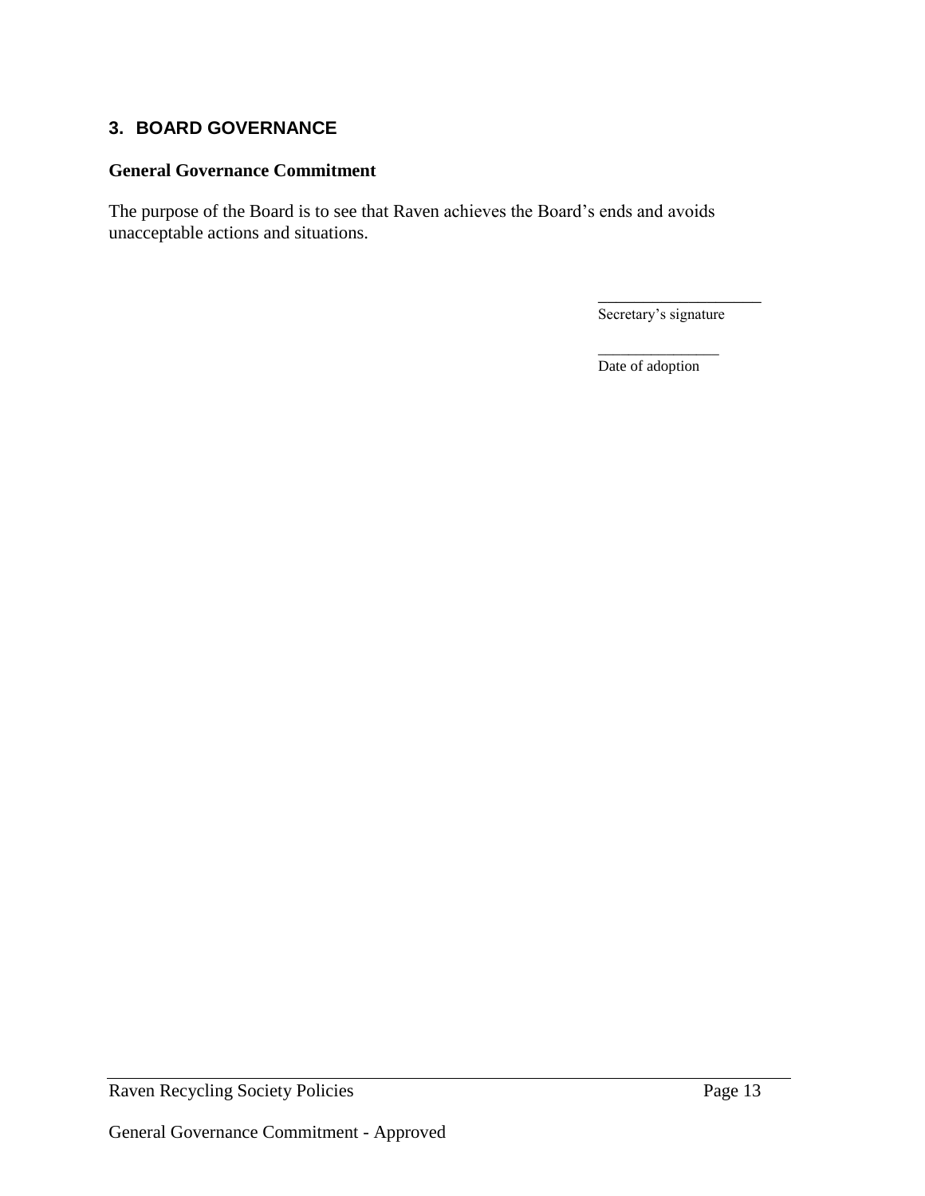## 3. BOARD GOVERNANCE

**General Governance Commitment**

The purpose of the Board is to see that Raven achieves the Board's ends and avoids unacceptable actions and situations.

____________________
Secretary's signature

________________
Date of adoption

General Governance Commitment - Approved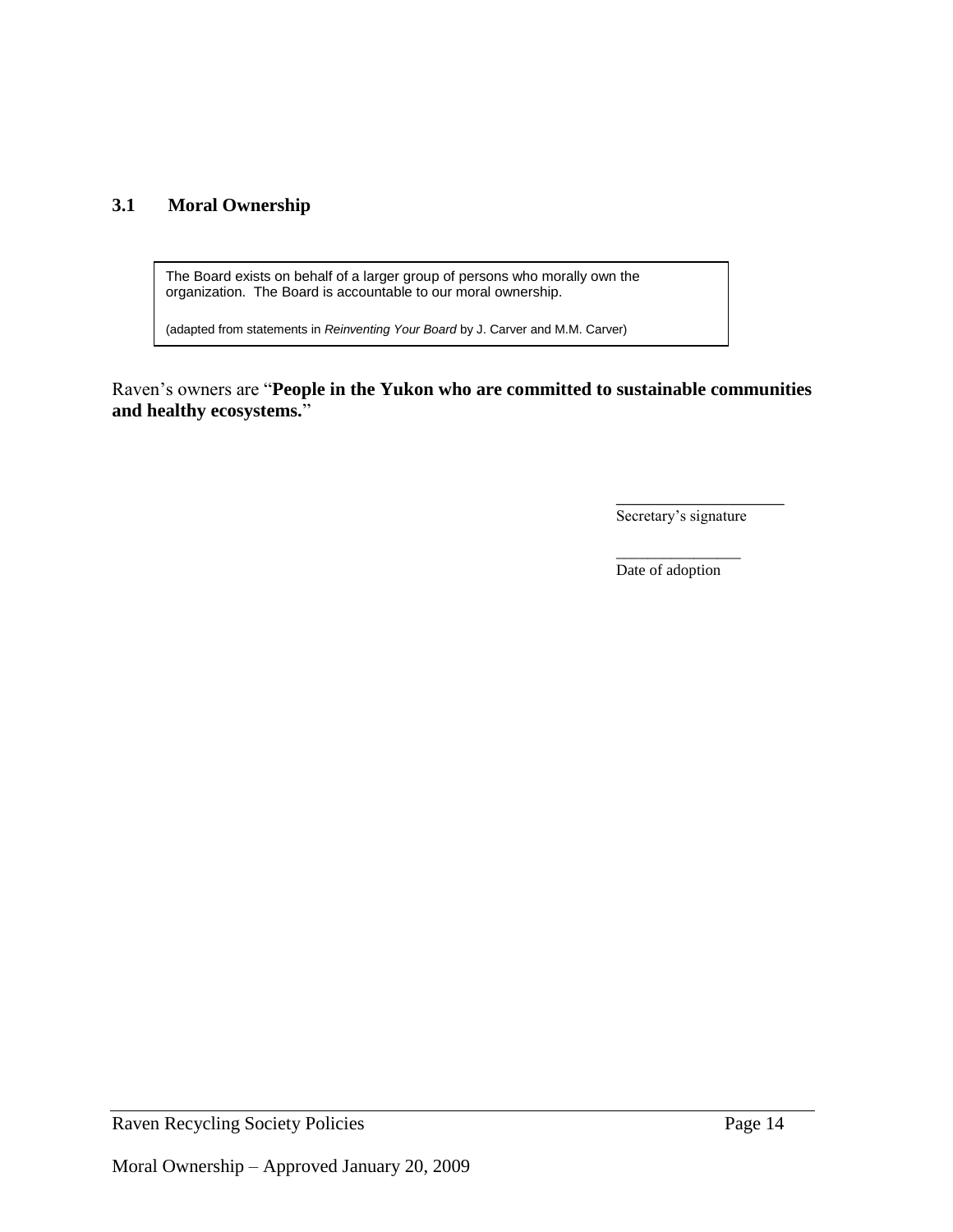### 3.1 Moral Ownership

> The Board exists on behalf of a larger group of persons who morally own the organization. The Board is accountable to our moral ownership.
>
> (adapted from statements in *Reinventing Your Board* by J. Carver and M.M. Carver)

Raven's owners are "**People in the Yukon who are committed to sustainable communities and healthy ecosystems.**"

____________________
Secretary's signature

________________
Date of adoption

Moral Ownership – Approved January 20, 2009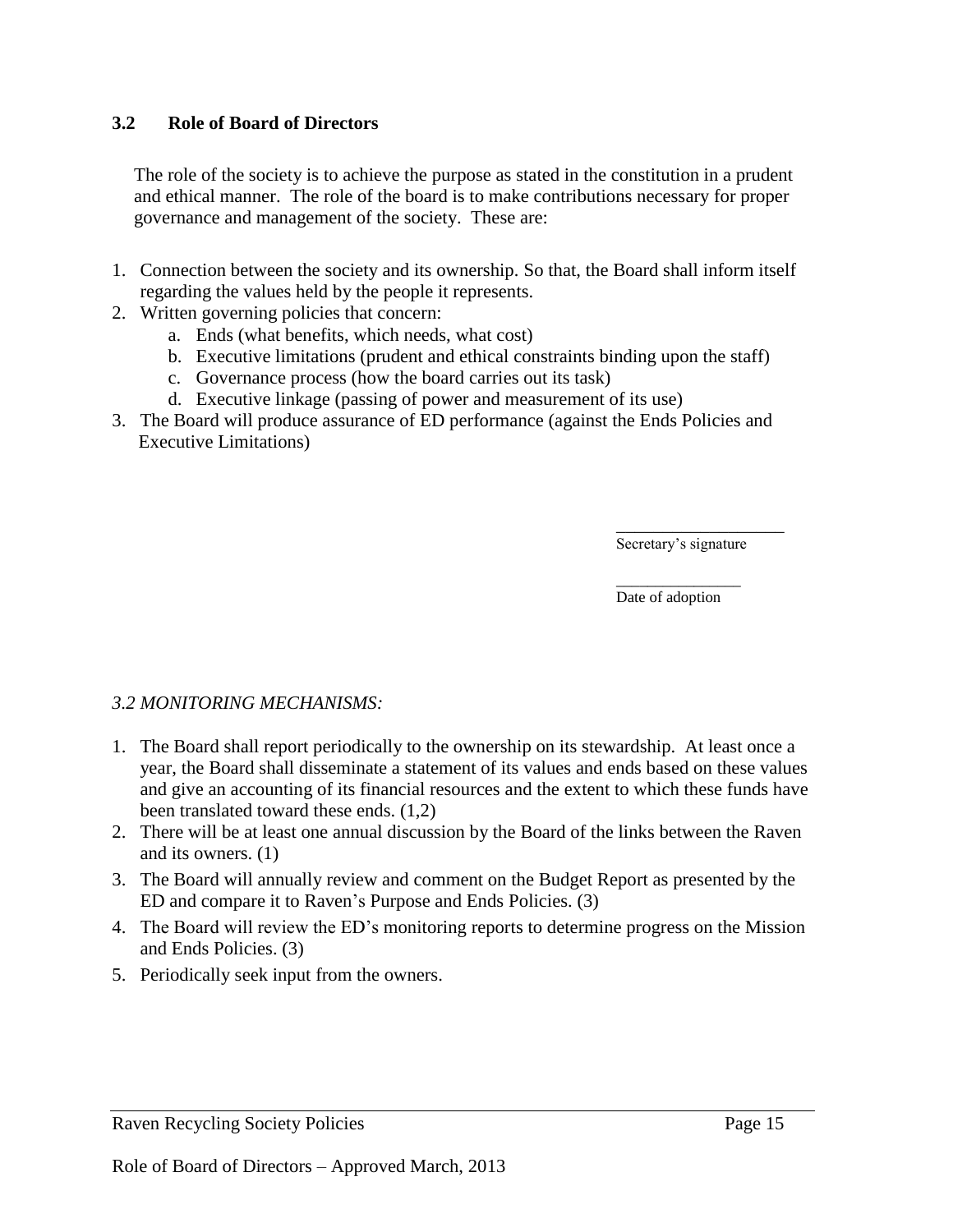### 3.2 Role of Board of Directors

The role of the society is to achieve the purpose as stated in the constitution in a prudent and ethical manner. The role of the board is to make contributions necessary for proper governance and management of the society. These are:

1. Connection between the society and its ownership. So that, the Board shall inform itself regarding the values held by the people it represents.
2. Written governing policies that concern:
    a. Ends (what benefits, which needs, what cost)
    b. Executive limitations (prudent and ethical constraints binding upon the staff)
    c. Governance process (how the board carries out its task)
    d. Executive linkage (passing of power and measurement of its use)
3. The Board will produce assurance of ED performance (against the Ends Policies and Executive Limitations)

____________________
Secretary's signature

_______________
Date of adoption

*3.2 MONITORING MECHANISMS:*

1. The Board shall report periodically to the ownership on its stewardship. At least once a year, the Board shall disseminate a statement of its values and ends based on these values and give an accounting of its financial resources and the extent to which these funds have been translated toward these ends. (1,2)
2. There will be at least one annual discussion by the Board of the links between the Raven and its owners. (1)
3. The Board will annually review and comment on the Budget Report as presented by the ED and compare it to Raven's Purpose and Ends Policies. (3)
4. The Board will review the ED's monitoring reports to determine progress on the Mission and Ends Policies. (3)
5. Periodically seek input from the owners.

Role of Board of Directors – Approved March, 2013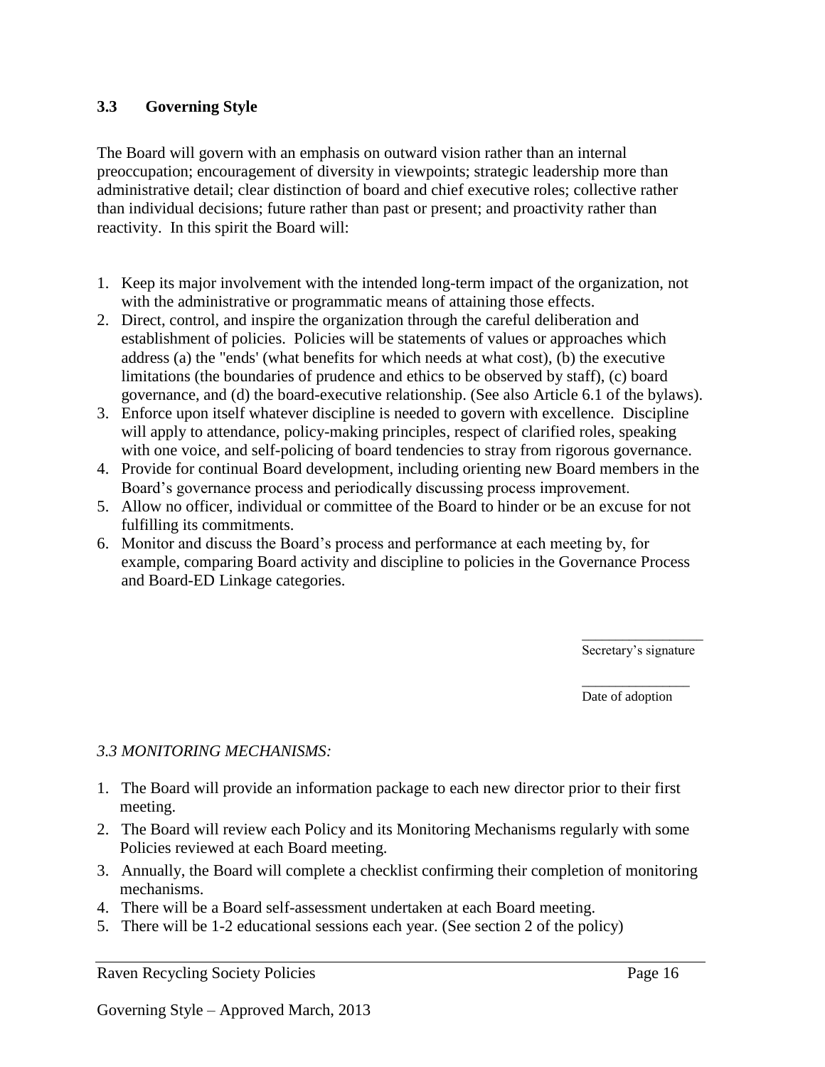### 3.3 Governing Style

The Board will govern with an emphasis on outward vision rather than an internal preoccupation; encouragement of diversity in viewpoints; strategic leadership more than administrative detail; clear distinction of board and chief executive roles; collective rather than individual decisions; future rather than past or present; and proactivity rather than reactivity. In this spirit the Board will:

1. Keep its major involvement with the intended long-term impact of the organization, not with the administrative or programmatic means of attaining those effects.
2. Direct, control, and inspire the organization through the careful deliberation and establishment of policies. Policies will be statements of values or approaches which address (a) the "ends' (what benefits for which needs at what cost), (b) the executive limitations (the boundaries of prudence and ethics to be observed by staff), (c) board governance, and (d) the board-executive relationship. (See also Article 6.1 of the bylaws).
3. Enforce upon itself whatever discipline is needed to govern with excellence. Discipline will apply to attendance, policy-making principles, respect of clarified roles, speaking with one voice, and self-policing of board tendencies to stray from rigorous governance.
4. Provide for continual Board development, including orienting new Board members in the Board's governance process and periodically discussing process improvement.
5. Allow no officer, individual or committee of the Board to hinder or be an excuse for not fulfilling its commitments.
6. Monitor and discuss the Board's process and performance at each meeting by, for example, comparing Board activity and discipline to policies in the Governance Process and Board-ED Linkage categories.

_________________
Secretary's signature

_______________
Date of adoption

*3.3 MONITORING MECHANISMS:*

1. The Board will provide an information package to each new director prior to their first meeting.
2. The Board will review each Policy and its Monitoring Mechanisms regularly with some Policies reviewed at each Board meeting.
3. Annually, the Board will complete a checklist confirming their completion of monitoring mechanisms.
4. There will be a Board self-assessment undertaken at each Board meeting.
5. There will be 1-2 educational sessions each year. (See section 2 of the policy)

Governing Style – Approved March, 2013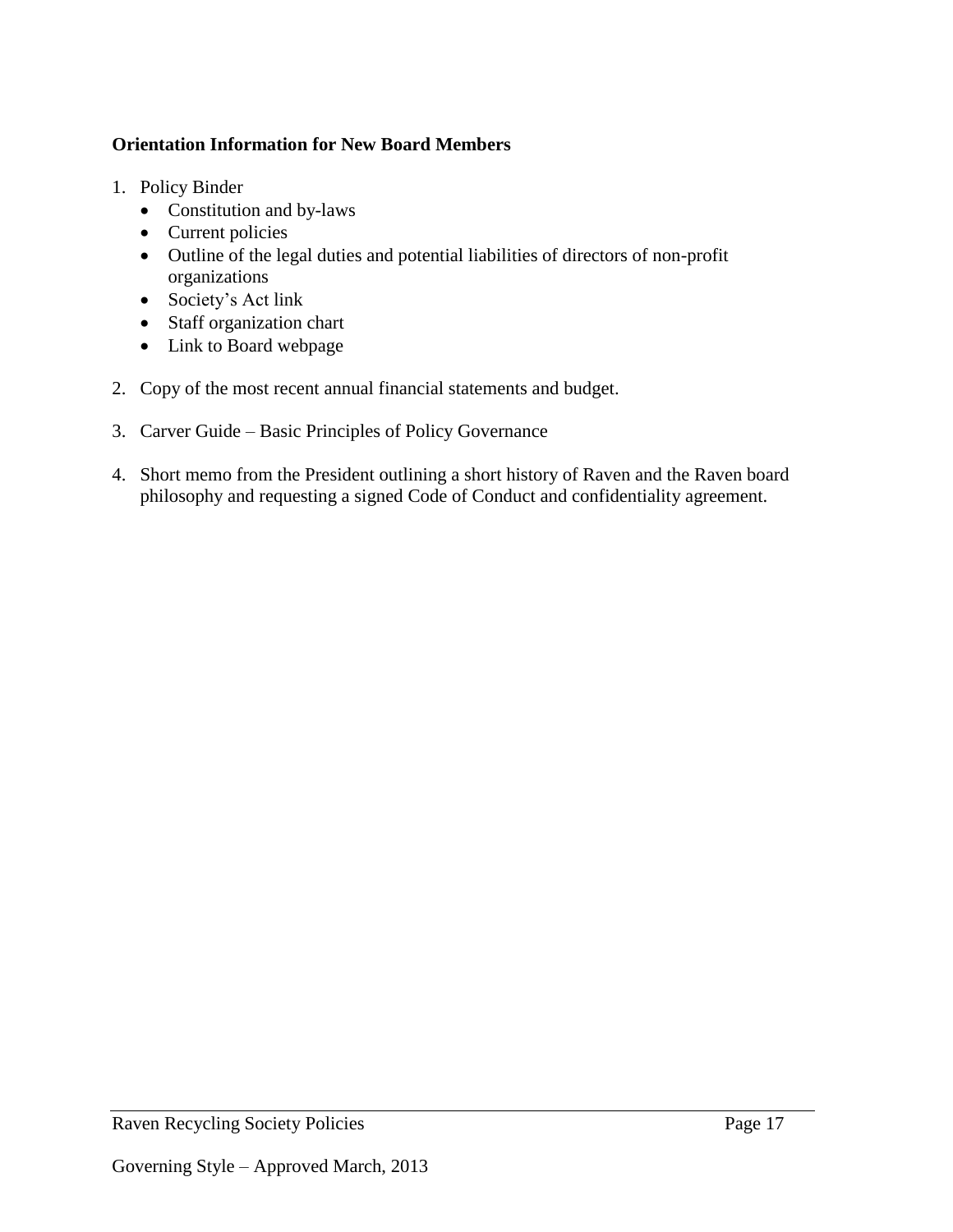**Orientation Information for New Board Members**

1. Policy Binder
   - Constitution and by-laws
   - Current policies
   - Outline of the legal duties and potential liabilities of directors of non-profit organizations
   - Society's Act link
   - Staff organization chart
   - Link to Board webpage

2. Copy of the most recent annual financial statements and budget.

3. Carver Guide – Basic Principles of Policy Governance

4. Short memo from the President outlining a short history of Raven and the Raven board philosophy and requesting a signed Code of Conduct and confidentiality agreement.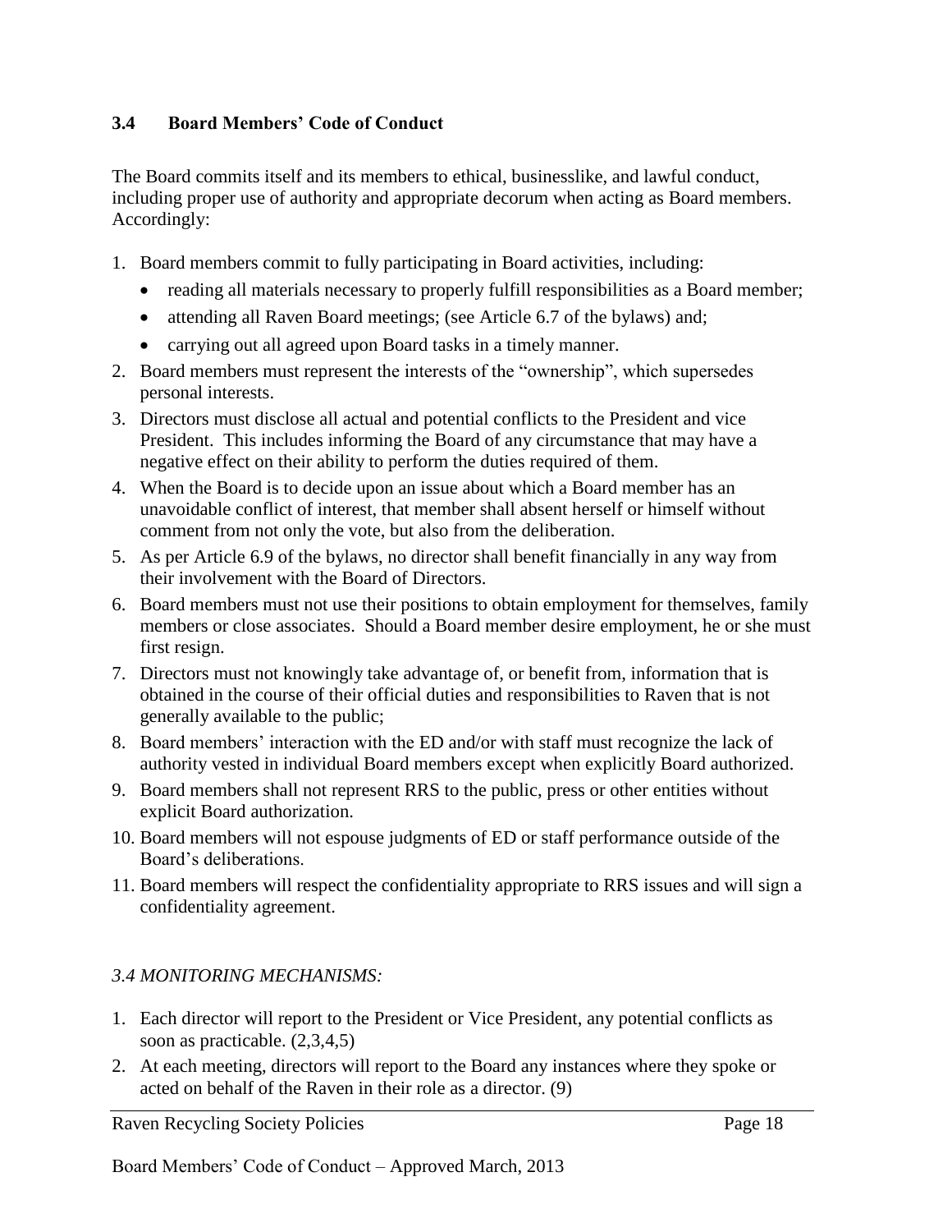### 3.4 Board Members' Code of Conduct

The Board commits itself and its members to ethical, businesslike, and lawful conduct, including proper use of authority and appropriate decorum when acting as Board members. Accordingly:

1. Board members commit to fully participating in Board activities, including:
   - reading all materials necessary to properly fulfill responsibilities as a Board member;
   - attending all Raven Board meetings; (see Article 6.7 of the bylaws) and;
   - carrying out all agreed upon Board tasks in a timely manner.
2. Board members must represent the interests of the "ownership", which supersedes personal interests.
3. Directors must disclose all actual and potential conflicts to the President and vice President. This includes informing the Board of any circumstance that may have a negative effect on their ability to perform the duties required of them.
4. When the Board is to decide upon an issue about which a Board member has an unavoidable conflict of interest, that member shall absent herself or himself without comment from not only the vote, but also from the deliberation.
5. As per Article 6.9 of the bylaws, no director shall benefit financially in any way from their involvement with the Board of Directors.
6. Board members must not use their positions to obtain employment for themselves, family members or close associates. Should a Board member desire employment, he or she must first resign.
7. Directors must not knowingly take advantage of, or benefit from, information that is obtained in the course of their official duties and responsibilities to Raven that is not generally available to the public;
8. Board members' interaction with the ED and/or with staff must recognize the lack of authority vested in individual Board members except when explicitly Board authorized.
9. Board members shall not represent RRS to the public, press or other entities without explicit Board authorization.
10. Board members will not espouse judgments of ED or staff performance outside of the Board's deliberations.
11. Board members will respect the confidentiality appropriate to RRS issues and will sign a confidentiality agreement.

*3.4 MONITORING MECHANISMS:*

1. Each director will report to the President or Vice President, any potential conflicts as soon as practicable. (2,3,4,5)
2. At each meeting, directors will report to the Board any instances where they spoke or acted on behalf of the Raven in their role as a director. (9)

Board Members' Code of Conduct – Approved March, 2013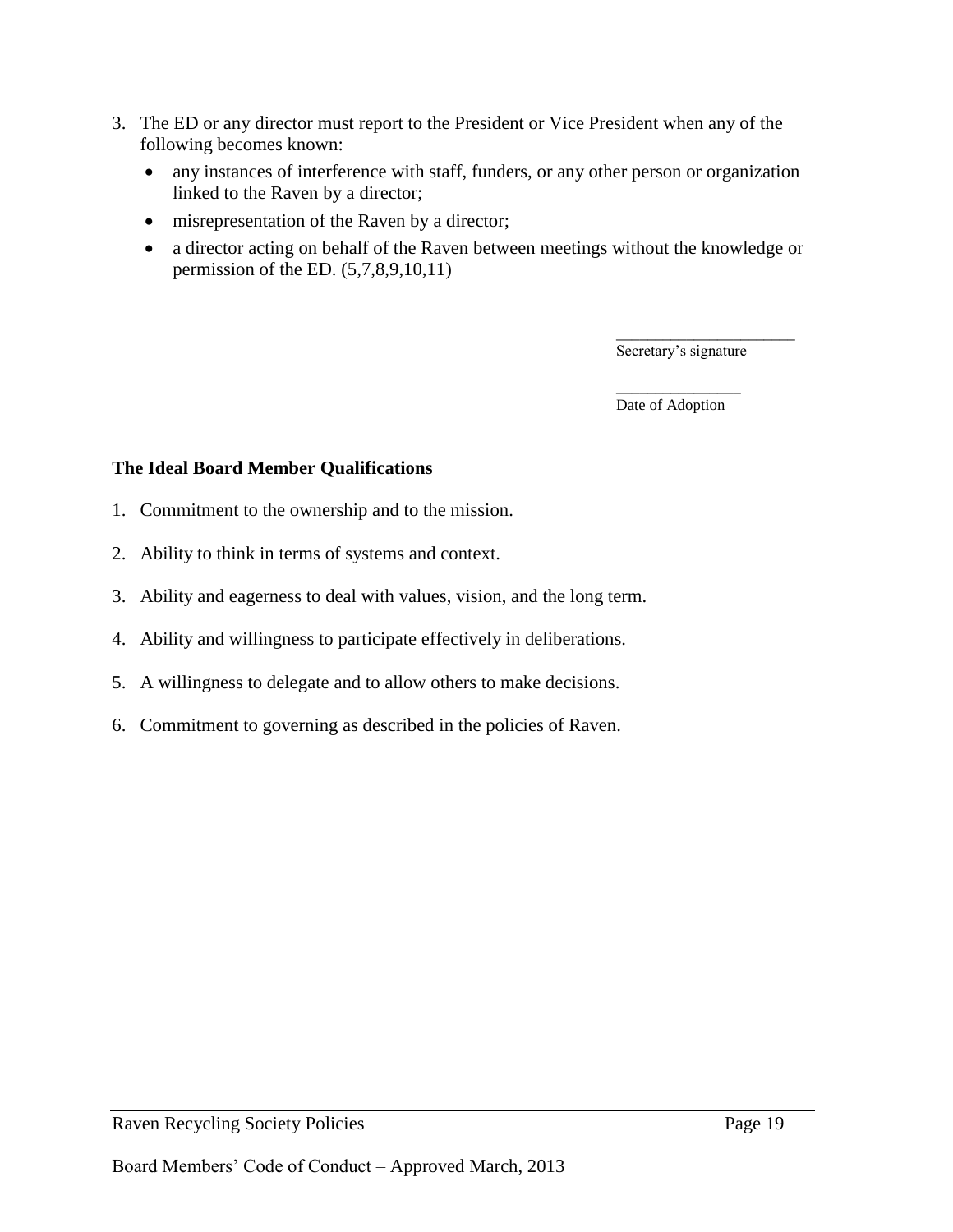3. The ED or any director must report to the President or Vice President when any of the following becomes known:
   - any instances of interference with staff, funders, or any other person or organization linked to the Raven by a director;
   - misrepresentation of the Raven by a director;
   - a director acting on behalf of the Raven between meetings without the knowledge or permission of the ED. (5,7,8,9,10,11)

______________________
Secretary's signature

_______________
Date of Adoption

**The Ideal Board Member Qualifications**

1. Commitment to the ownership and to the mission.
2. Ability to think in terms of systems and context.
3. Ability and eagerness to deal with values, vision, and the long term.
4. Ability and willingness to participate effectively in deliberations.
5. A willingness to delegate and to allow others to make decisions.
6. Commitment to governing as described in the policies of Raven.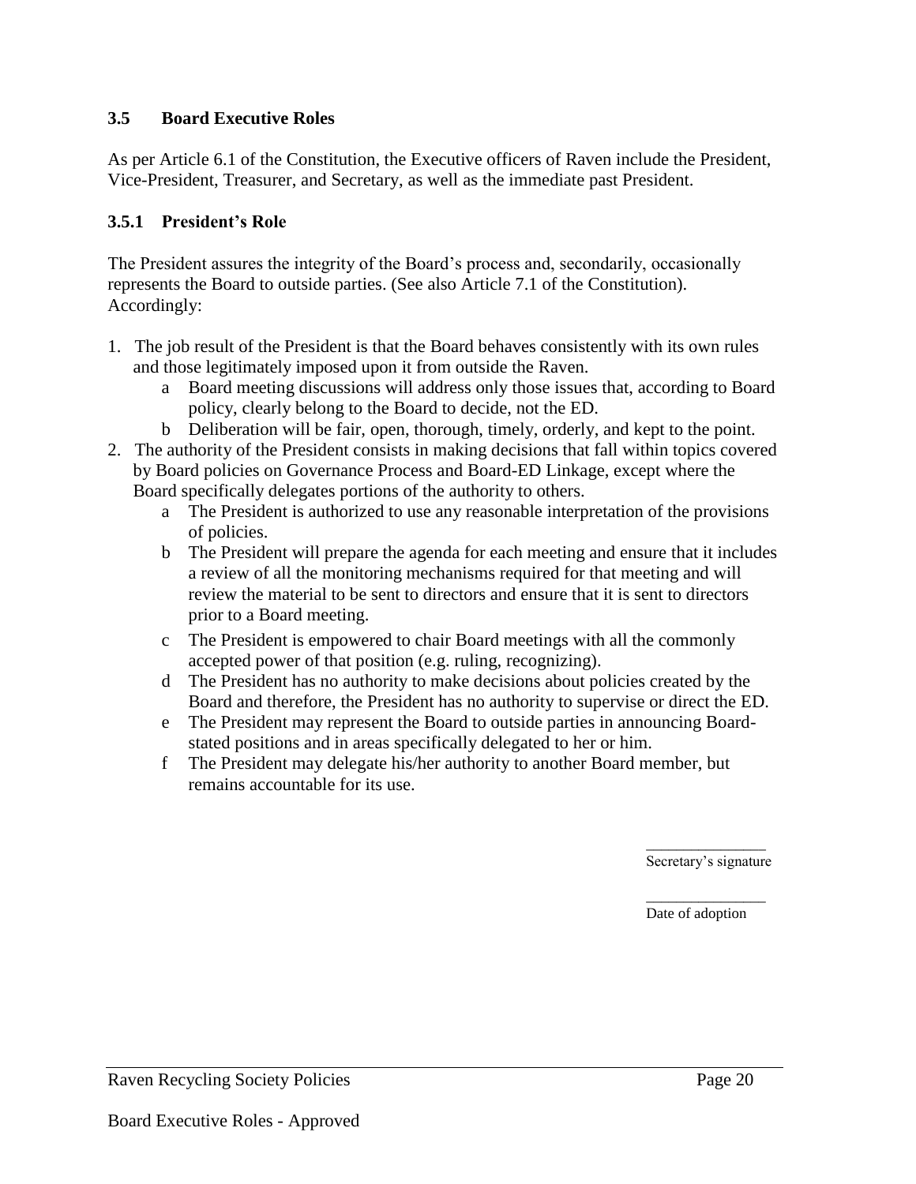### 3.5 Board Executive Roles

As per Article 6.1 of the Constitution, the Executive officers of Raven include the President, Vice-President, Treasurer, and Secretary, as well as the immediate past President.

### 3.5.1 President's Role

The President assures the integrity of the Board's process and, secondarily, occasionally represents the Board to outside parties. (See also Article 7.1 of the Constitution). Accordingly:

1. The job result of the President is that the Board behaves consistently with its own rules and those legitimately imposed upon it from outside the Raven.
   a. Board meeting discussions will address only those issues that, according to Board policy, clearly belong to the Board to decide, not the ED.
   b. Deliberation will be fair, open, thorough, timely, orderly, and kept to the point.
2. The authority of the President consists in making decisions that fall within topics covered by Board policies on Governance Process and Board-ED Linkage, except where the Board specifically delegates portions of the authority to others.
   a. The President is authorized to use any reasonable interpretation of the provisions of policies.
   b. The President will prepare the agenda for each meeting and ensure that it includes a review of all the monitoring mechanisms required for that meeting and will review the material to be sent to directors and ensure that it is sent to directors prior to a Board meeting.
   c. The President is empowered to chair Board meetings with all the commonly accepted power of that position (e.g. ruling, recognizing).
   d. The President has no authority to make decisions about policies created by the Board and therefore, the President has no authority to supervise or direct the ED.
   e. The President may represent the Board to outside parties in announcing Board-stated positions and in areas specifically delegated to her or him.
   f. The President may delegate his/her authority to another Board member, but remains accountable for its use.

_______________
Secretary's signature

_______________
Date of adoption

Board Executive Roles - Approved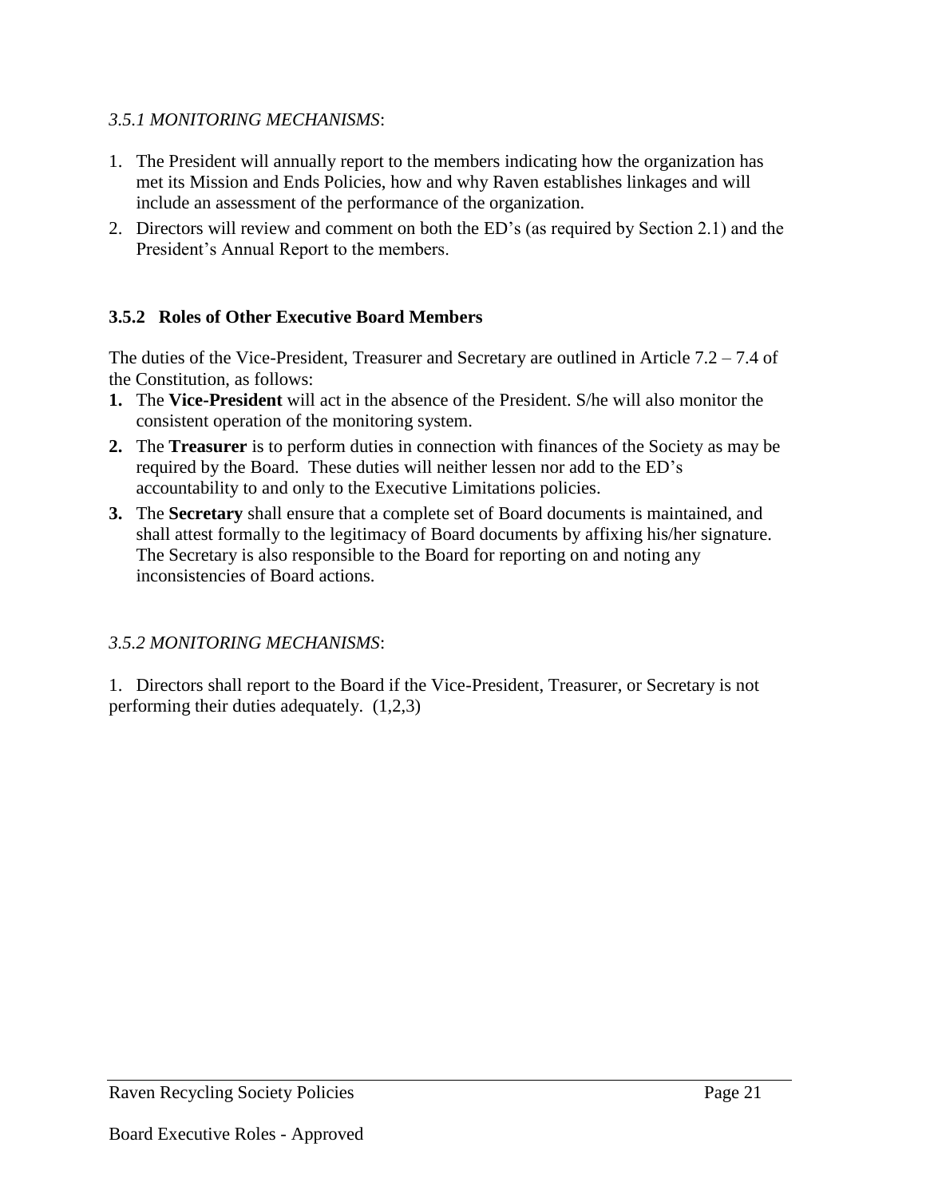*3.5.1 MONITORING MECHANISMS*:

1. The President will annually report to the members indicating how the organization has met its Mission and Ends Policies, how and why Raven establishes linkages and will include an assessment of the performance of the organization.
2. Directors will review and comment on both the ED's (as required by Section 2.1) and the President's Annual Report to the members.

### 3.5.2 Roles of Other Executive Board Members

The duties of the Vice-President, Treasurer and Secretary are outlined in Article 7.2 – 7.4 of the Constitution, as follows:

1. The **Vice-President** will act in the absence of the President. S/he will also monitor the consistent operation of the monitoring system.
2. The **Treasurer** is to perform duties in connection with finances of the Society as may be required by the Board. These duties will neither lessen nor add to the ED's accountability to and only to the Executive Limitations policies.
3. The **Secretary** shall ensure that a complete set of Board documents is maintained, and shall attest formally to the legitimacy of Board documents by affixing his/her signature. The Secretary is also responsible to the Board for reporting on and noting any inconsistencies of Board actions.

*3.5.2 MONITORING MECHANISMS*:

1. Directors shall report to the Board if the Vice-President, Treasurer, or Secretary is not performing their duties adequately. (1,2,3)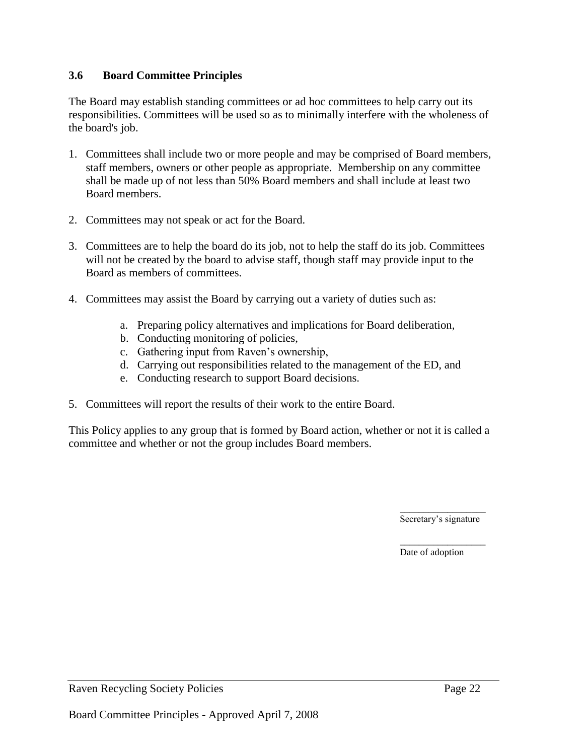### 3.6 Board Committee Principles

The Board may establish standing committees or ad hoc committees to help carry out its responsibilities. Committees will be used so as to minimally interfere with the wholeness of the board's job.

1. Committees shall include two or more people and may be comprised of Board members, staff members, owners or other people as appropriate. Membership on any committee shall be made up of not less than 50% Board members and shall include at least two Board members.

2. Committees may not speak or act for the Board.

3. Committees are to help the board do its job, not to help the staff do its job. Committees will not be created by the board to advise staff, though staff may provide input to the Board as members of committees.

4. Committees may assist the Board by carrying out a variety of duties such as:

   a. Preparing policy alternatives and implications for Board deliberation,
   b. Conducting monitoring of policies,
   c. Gathering input from Raven's ownership,
   d. Carrying out responsibilities related to the management of the ED, and
   e. Conducting research to support Board decisions.

5. Committees will report the results of their work to the entire Board.

This Policy applies to any group that is formed by Board action, whether or not it is called a committee and whether or not the group includes Board members.

_________________
Secretary's signature

_________________
Date of adoption

Board Committee Principles - Approved April 7, 2008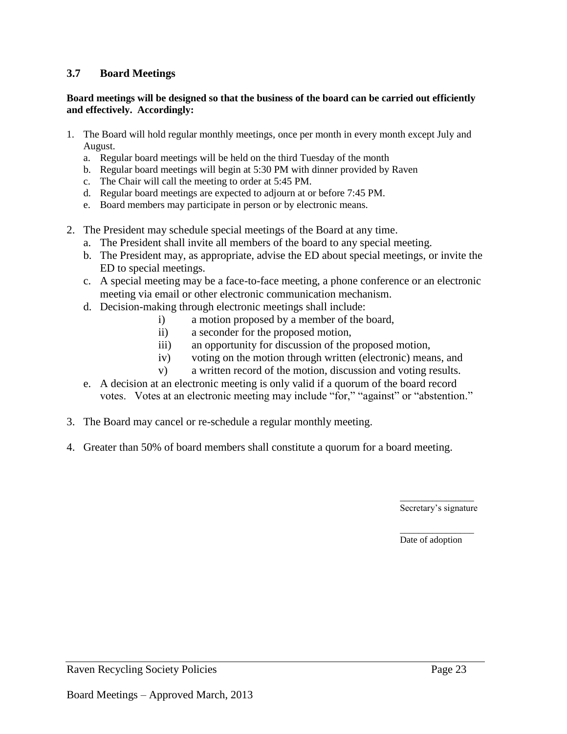### 3.7 Board Meetings

**Board meetings will be designed so that the business of the board can be carried out efficiently and effectively. Accordingly:**

1. The Board will hold regular monthly meetings, once per month in every month except July and August.
   a. Regular board meetings will be held on the third Tuesday of the month
   b. Regular board meetings will begin at 5:30 PM with dinner provided by Raven
   c. The Chair will call the meeting to order at 5:45 PM.
   d. Regular board meetings are expected to adjourn at or before 7:45 PM.
   e. Board members may participate in person or by electronic means.

2. The President may schedule special meetings of the Board at any time.
   a. The President shall invite all members of the board to any special meeting.
   b. The President may, as appropriate, advise the ED about special meetings, or invite the ED to special meetings.
   c. A special meeting may be a face-to-face meeting, a phone conference or an electronic meeting via email or other electronic communication mechanism.
   d. Decision-making through electronic meetings shall include:
      i) a motion proposed by a member of the board,
      ii) a seconder for the proposed motion,
      iii) an opportunity for discussion of the proposed motion,
      iv) voting on the motion through written (electronic) means, and
      v) a written record of the motion, discussion and voting results.
   e. A decision at an electronic meeting is only valid if a quorum of the board record votes. Votes at an electronic meeting may include "for," "against" or "abstention."

3. The Board may cancel or re-schedule a regular monthly meeting.

4. Greater than 50% of board members shall constitute a quorum for a board meeting.

_______________
Secretary's signature

_______________
Date of adoption

Board Meetings – Approved March, 2013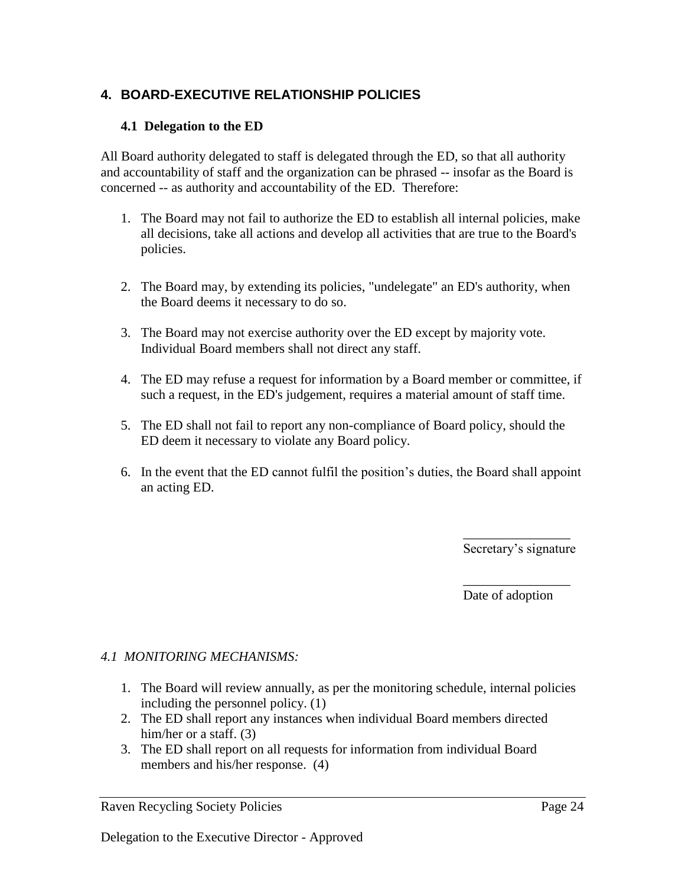## 4. BOARD-EXECUTIVE RELATIONSHIP POLICIES

### 4.1 Delegation to the ED

All Board authority delegated to staff is delegated through the ED, so that all authority and accountability of staff and the organization can be phrased -- insofar as the Board is concerned -- as authority and accountability of the ED. Therefore:

1. The Board may not fail to authorize the ED to establish all internal policies, make all decisions, take all actions and develop all activities that are true to the Board's policies.

2. The Board may, by extending its policies, "undelegate" an ED's authority, when the Board deems it necessary to do so.

3. The Board may not exercise authority over the ED except by majority vote. Individual Board members shall not direct any staff.

4. The ED may refuse a request for information by a Board member or committee, if such a request, in the ED's judgement, requires a material amount of staff time.

5. The ED shall not fail to report any non-compliance of Board policy, should the ED deem it necessary to violate any Board policy.

6. In the event that the ED cannot fulfil the position's duties, the Board shall appoint an acting ED.

________________
Secretary's signature

________________
Date of adoption

*4.1 MONITORING MECHANISMS:*

1. The Board will review annually, as per the monitoring schedule, internal policies including the personnel policy. (1)
2. The ED shall report any instances when individual Board members directed him/her or a staff. (3)
3. The ED shall report on all requests for information from individual Board members and his/her response. (4)

Delegation to the Executive Director - Approved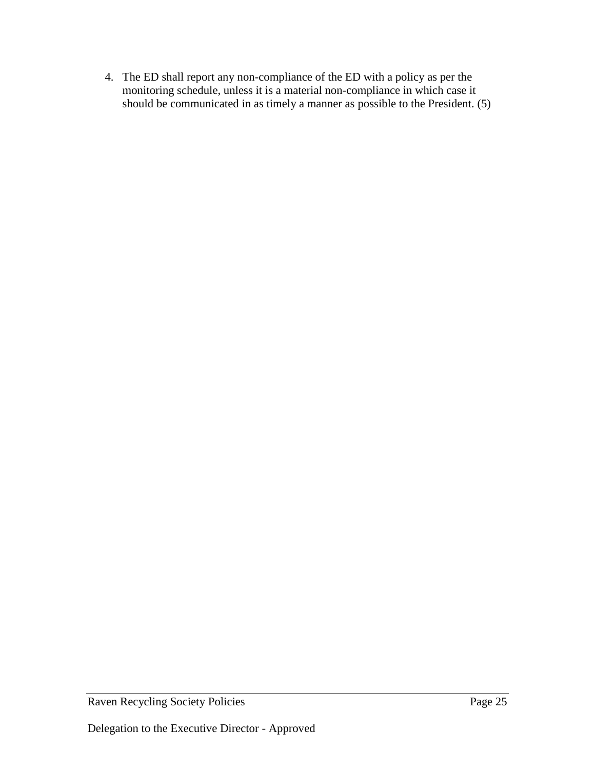4. The ED shall report any non-compliance of the ED with a policy as per the monitoring schedule, unless it is a material non-compliance in which case it should be communicated in as timely a manner as possible to the President. (5)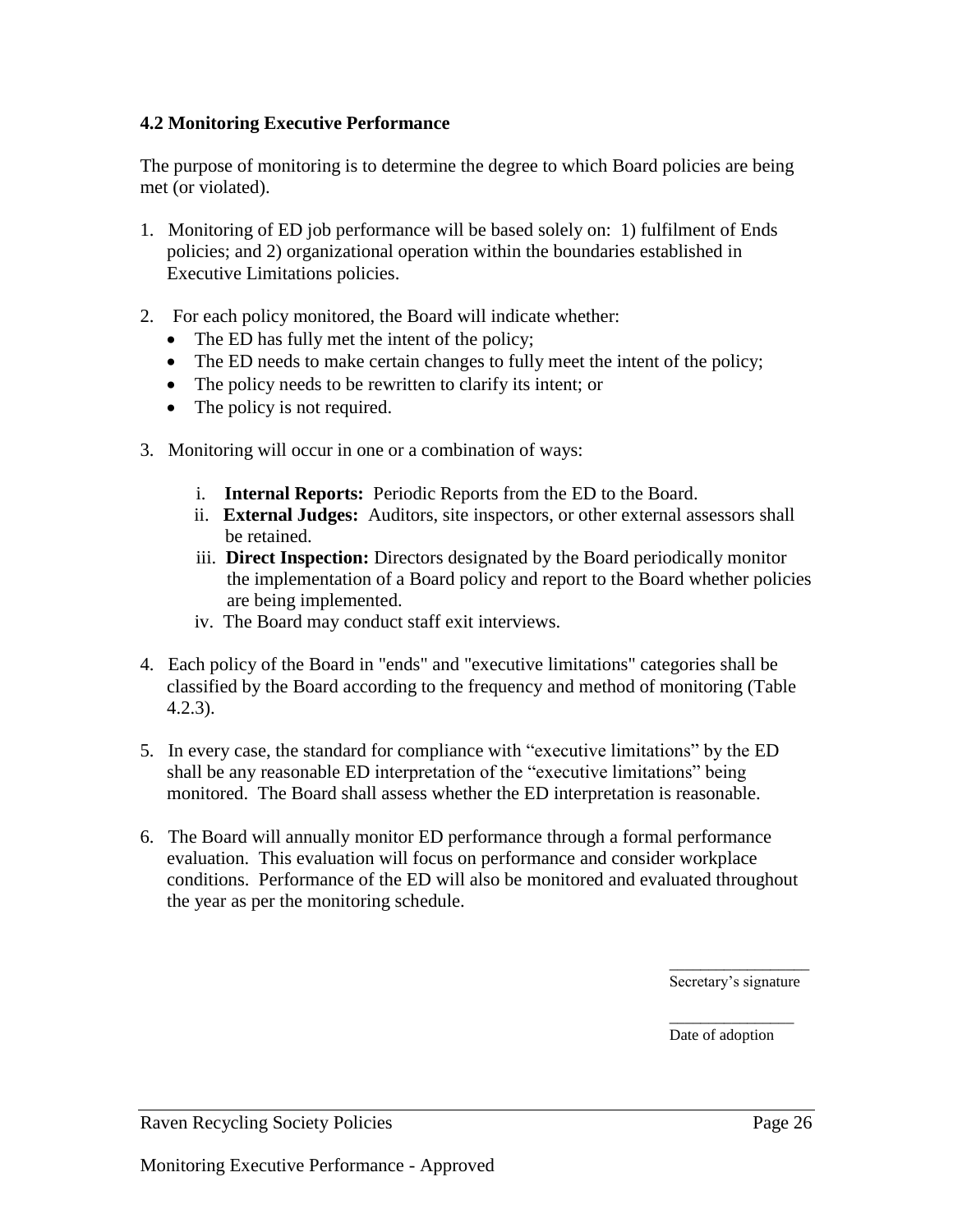### 4.2 Monitoring Executive Performance

The purpose of monitoring is to determine the degree to which Board policies are being met (or violated).

1. Monitoring of ED job performance will be based solely on: 1) fulfilment of Ends policies; and 2) organizational operation within the boundaries established in Executive Limitations policies.

2. For each policy monitored, the Board will indicate whether:
   - The ED has fully met the intent of the policy;
   - The ED needs to make certain changes to fully meet the intent of the policy;
   - The policy needs to be rewritten to clarify its intent; or
   - The policy is not required.

3. Monitoring will occur in one or a combination of ways:

   i. **Internal Reports:** Periodic Reports from the ED to the Board.
   ii. **External Judges:** Auditors, site inspectors, or other external assessors shall be retained.
   iii. **Direct Inspection:** Directors designated by the Board periodically monitor the implementation of a Board policy and report to the Board whether policies are being implemented.
   iv. The Board may conduct staff exit interviews.

4. Each policy of the Board in "ends" and "executive limitations" categories shall be classified by the Board according to the frequency and method of monitoring (Table 4.2.3).

5. In every case, the standard for compliance with "executive limitations" by the ED shall be any reasonable ED interpretation of the "executive limitations" being monitored. The Board shall assess whether the ED interpretation is reasonable.

6. The Board will annually monitor ED performance through a formal performance evaluation. This evaluation will focus on performance and consider workplace conditions. Performance of the ED will also be monitored and evaluated throughout the year as per the monitoring schedule.

__________________
Secretary's signature

________________
Date of adoption

Monitoring Executive Performance - Approved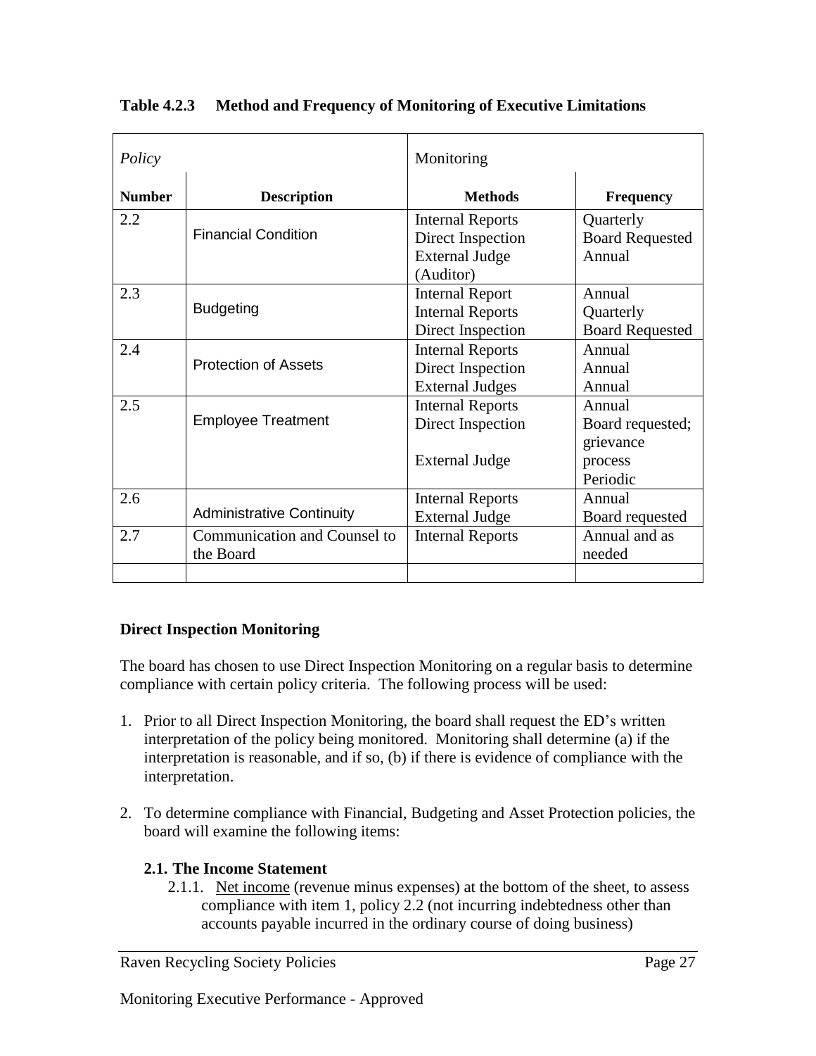**Table 4.2.3 Method and Frequency of Monitoring of Executive Limitations**

| *Policy* | | Monitoring | |
|---|---|---|---|
| **Number** | **Description** | **Methods** | **Frequency** |
| 2.2 | Financial Condition | Internal Reports<br>Direct Inspection<br>External Judge (Auditor) | Quarterly<br>Board Requested<br>Annual |
| 2.3 | Budgeting | Internal Report<br>Internal Reports<br>Direct Inspection | Annual<br>Quarterly<br>Board Requested |
| 2.4 | Protection of Assets | Internal Reports<br>Direct Inspection<br>External Judges | Annual<br>Annual<br>Annual |
| 2.5 | Employee Treatment | Internal Reports<br>Direct Inspection<br><br>External Judge | Annual<br>Board requested; grievance process<br>Periodic |
| 2.6 | Administrative Continuity | Internal Reports<br>External Judge | Annual<br>Board requested |
| 2.7 | Communication and Counsel to the Board | Internal Reports | Annual and as needed |
| | | | |

**Direct Inspection Monitoring**

The board has chosen to use Direct Inspection Monitoring on a regular basis to determine compliance with certain policy criteria. The following process will be used:

1. Prior to all Direct Inspection Monitoring, the board shall request the ED's written interpretation of the policy being monitored. Monitoring shall determine (a) if the interpretation is reasonable, and if so, (b) if there is evidence of compliance with the interpretation.

2. To determine compliance with Financial, Budgeting and Asset Protection policies, the board will examine the following items:

   **2.1. The Income Statement**

   2.1.1. Net income (revenue minus expenses) at the bottom of the sheet, to assess compliance with item 1, policy 2.2 (not incurring indebtedness other than accounts payable incurred in the ordinary course of doing business)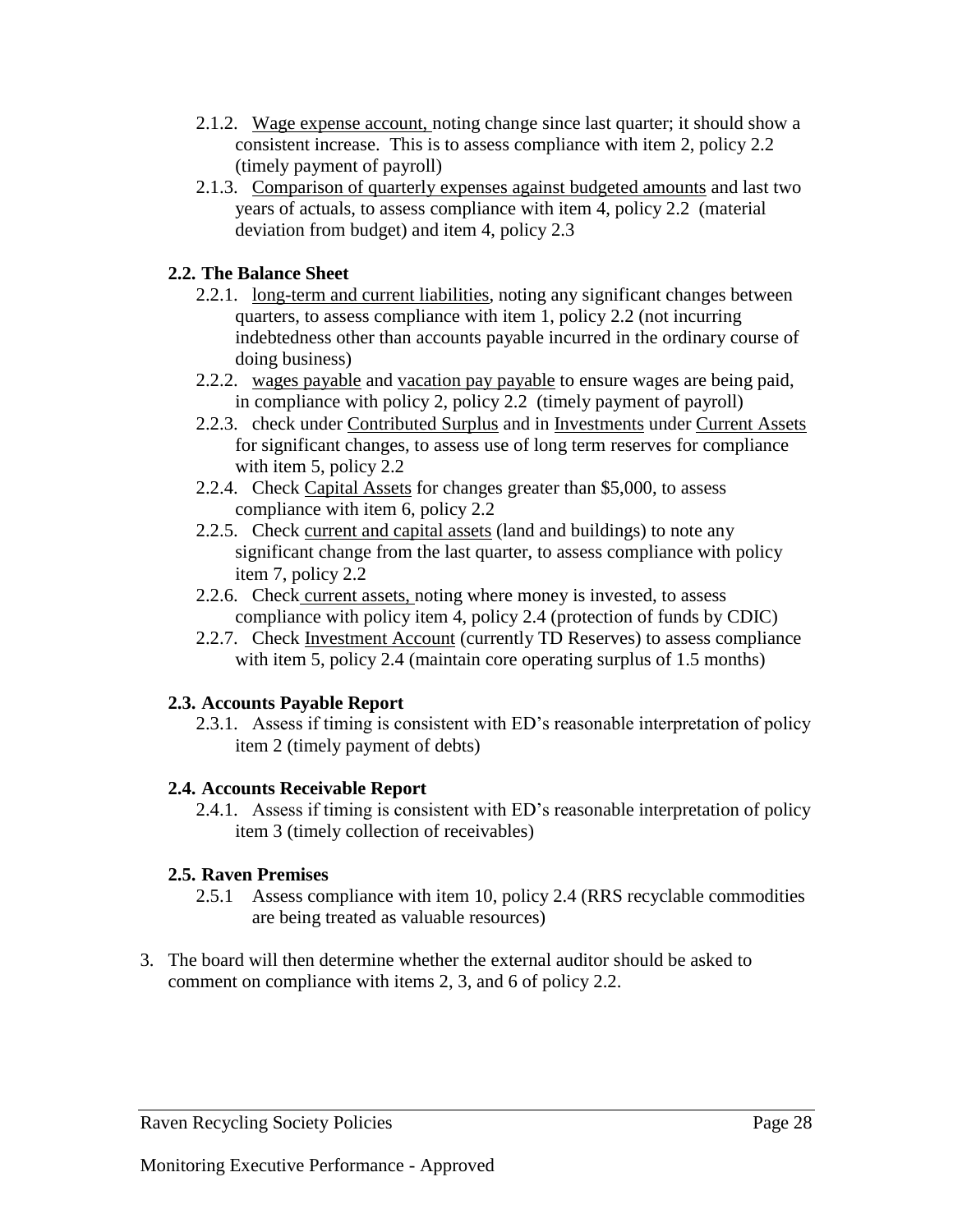- 2.1.2. Wage expense account, noting change since last quarter; it should show a consistent increase. This is to assess compliance with item 2, policy 2.2 (timely payment of payroll)
- 2.1.3. Comparison of quarterly expenses against budgeted amounts and last two years of actuals, to assess compliance with item 4, policy 2.2 (material deviation from budget) and item 4, policy 2.3

**2.2. The Balance Sheet**

- 2.2.1. long-term and current liabilities, noting any significant changes between quarters, to assess compliance with item 1, policy 2.2 (not incurring indebtedness other than accounts payable incurred in the ordinary course of doing business)
- 2.2.2. wages payable and vacation pay payable to ensure wages are being paid, in compliance with policy 2, policy 2.2 (timely payment of payroll)
- 2.2.3. check under Contributed Surplus and in Investments under Current Assets for significant changes, to assess use of long term reserves for compliance with item 5, policy 2.2
- 2.2.4. Check Capital Assets for changes greater than $5,000, to assess compliance with item 6, policy 2.2
- 2.2.5. Check current and capital assets (land and buildings) to note any significant change from the last quarter, to assess compliance with policy item 7, policy 2.2
- 2.2.6. Check current assets, noting where money is invested, to assess compliance with policy item 4, policy 2.4 (protection of funds by CDIC)
- 2.2.7. Check Investment Account (currently TD Reserves) to assess compliance with item 5, policy 2.4 (maintain core operating surplus of 1.5 months)

**2.3. Accounts Payable Report**

- 2.3.1. Assess if timing is consistent with ED's reasonable interpretation of policy item 2 (timely payment of debts)

**2.4. Accounts Receivable Report**

- 2.4.1. Assess if timing is consistent with ED's reasonable interpretation of policy item 3 (timely collection of receivables)

**2.5. Raven Premises**

- 2.5.1 Assess compliance with item 10, policy 2.4 (RRS recyclable commodities are being treated as valuable resources)

3. The board will then determine whether the external auditor should be asked to comment on compliance with items 2, 3, and 6 of policy 2.2.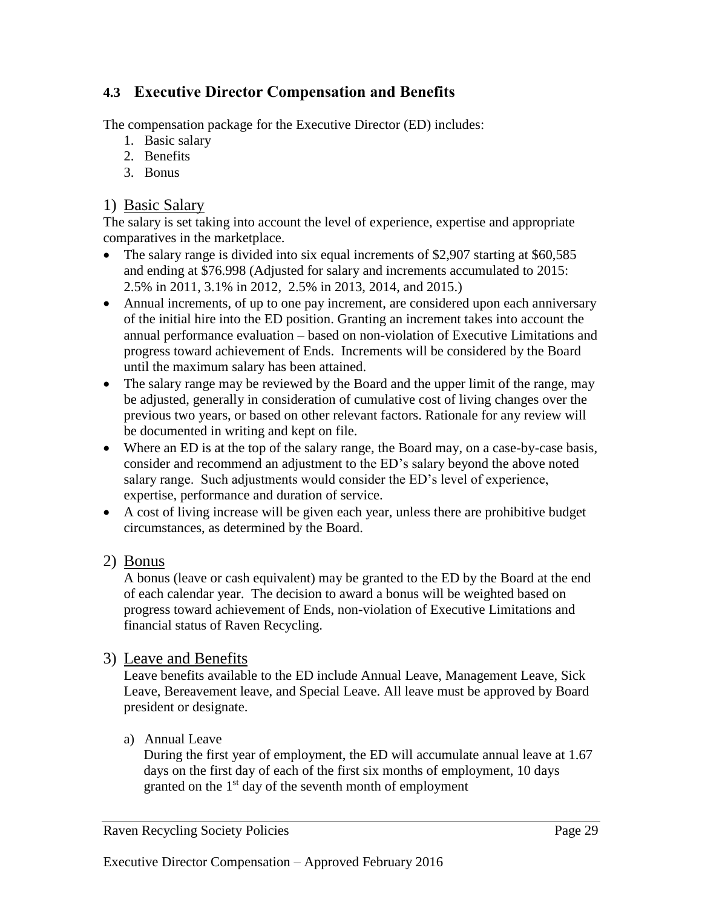## 4.3 Executive Director Compensation and Benefits

The compensation package for the Executive Director (ED) includes:

1. Basic salary
2. Benefits
3. Bonus

### 1) Basic Salary

The salary is set taking into account the level of experience, expertise and appropriate comparatives in the marketplace.

- The salary range is divided into six equal increments of $2,907 starting at $60,585 and ending at $76.998 (Adjusted for salary and increments accumulated to 2015: 2.5% in 2011, 3.1% in 2012, 2.5% in 2013, 2014, and 2015.)
- Annual increments, of up to one pay increment, are considered upon each anniversary of the initial hire into the ED position. Granting an increment takes into account the annual performance evaluation – based on non-violation of Executive Limitations and progress toward achievement of Ends. Increments will be considered by the Board until the maximum salary has been attained.
- The salary range may be reviewed by the Board and the upper limit of the range, may be adjusted, generally in consideration of cumulative cost of living changes over the previous two years, or based on other relevant factors. Rationale for any review will be documented in writing and kept on file.
- Where an ED is at the top of the salary range, the Board may, on a case-by-case basis, consider and recommend an adjustment to the ED's salary beyond the above noted salary range. Such adjustments would consider the ED's level of experience, expertise, performance and duration of service.
- A cost of living increase will be given each year, unless there are prohibitive budget circumstances, as determined by the Board.

### 2) Bonus

A bonus (leave or cash equivalent) may be granted to the ED by the Board at the end of each calendar year. The decision to award a bonus will be weighted based on progress toward achievement of Ends, non-violation of Executive Limitations and financial status of Raven Recycling.

### 3) Leave and Benefits

Leave benefits available to the ED include Annual Leave, Management Leave, Sick Leave, Bereavement leave, and Special Leave. All leave must be approved by Board president or designate.

a) Annual Leave

During the first year of employment, the ED will accumulate annual leave at 1.67 days on the first day of each of the first six months of employment, 10 days granted on the 1st day of the seventh month of employment

Executive Director Compensation – Approved February 2016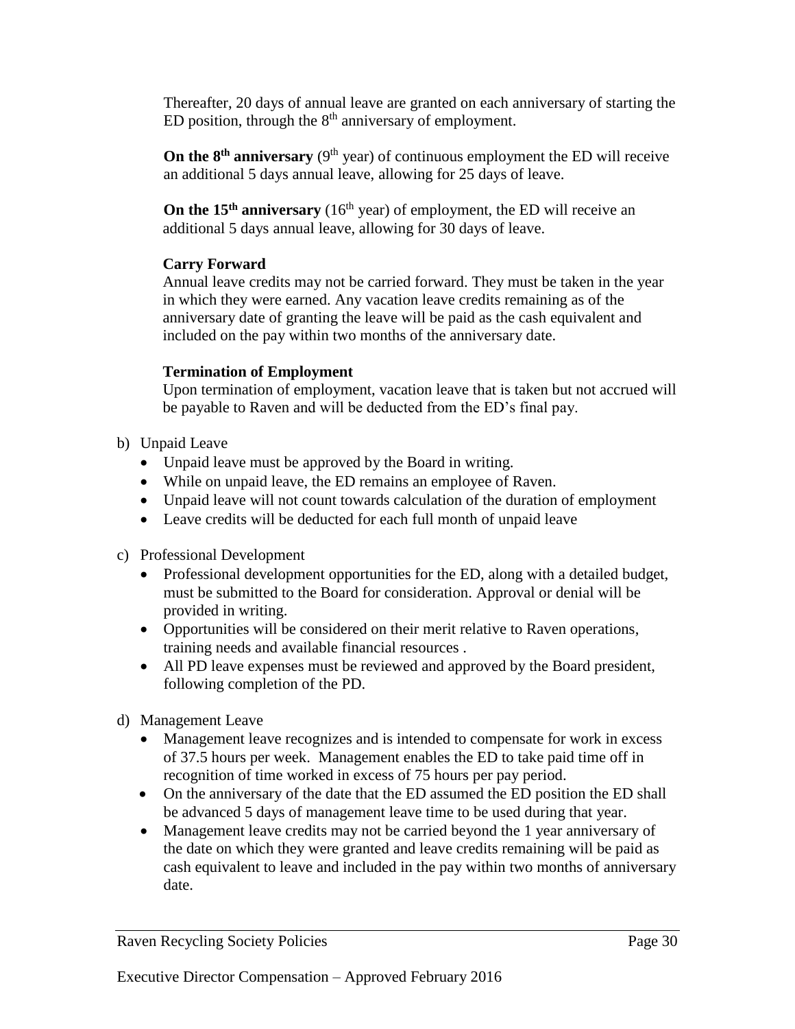Thereafter, 20 days of annual leave are granted on each anniversary of starting the ED position, through the 8th anniversary of employment.

**On the 8th anniversary** (9th year) of continuous employment the ED will receive an additional 5 days annual leave, allowing for 25 days of leave.

**On the 15th anniversary** (16th year) of employment, the ED will receive an additional 5 days annual leave, allowing for 30 days of leave.

**Carry Forward**

Annual leave credits may not be carried forward. They must be taken in the year in which they were earned. Any vacation leave credits remaining as of the anniversary date of granting the leave will be paid as the cash equivalent and included on the pay within two months of the anniversary date.

**Termination of Employment**

Upon termination of employment, vacation leave that is taken but not accrued will be payable to Raven and will be deducted from the ED's final pay.

b) Unpaid Leave
   - Unpaid leave must be approved by the Board in writing.
   - While on unpaid leave, the ED remains an employee of Raven.
   - Unpaid leave will not count towards calculation of the duration of employment
   - Leave credits will be deducted for each full month of unpaid leave

c) Professional Development
   - Professional development opportunities for the ED, along with a detailed budget, must be submitted to the Board for consideration. Approval or denial will be provided in writing.
   - Opportunities will be considered on their merit relative to Raven operations, training needs and available financial resources .
   - All PD leave expenses must be reviewed and approved by the Board president, following completion of the PD.

d) Management Leave
   - Management leave recognizes and is intended to compensate for work in excess of 37.5 hours per week. Management enables the ED to take paid time off in recognition of time worked in excess of 75 hours per pay period.
   - On the anniversary of the date that the ED assumed the ED position the ED shall be advanced 5 days of management leave time to be used during that year.
   - Management leave credits may not be carried beyond the 1 year anniversary of the date on which they were granted and leave credits remaining will be paid as cash equivalent to leave and included in the pay within two months of anniversary date.

Executive Director Compensation – Approved February 2016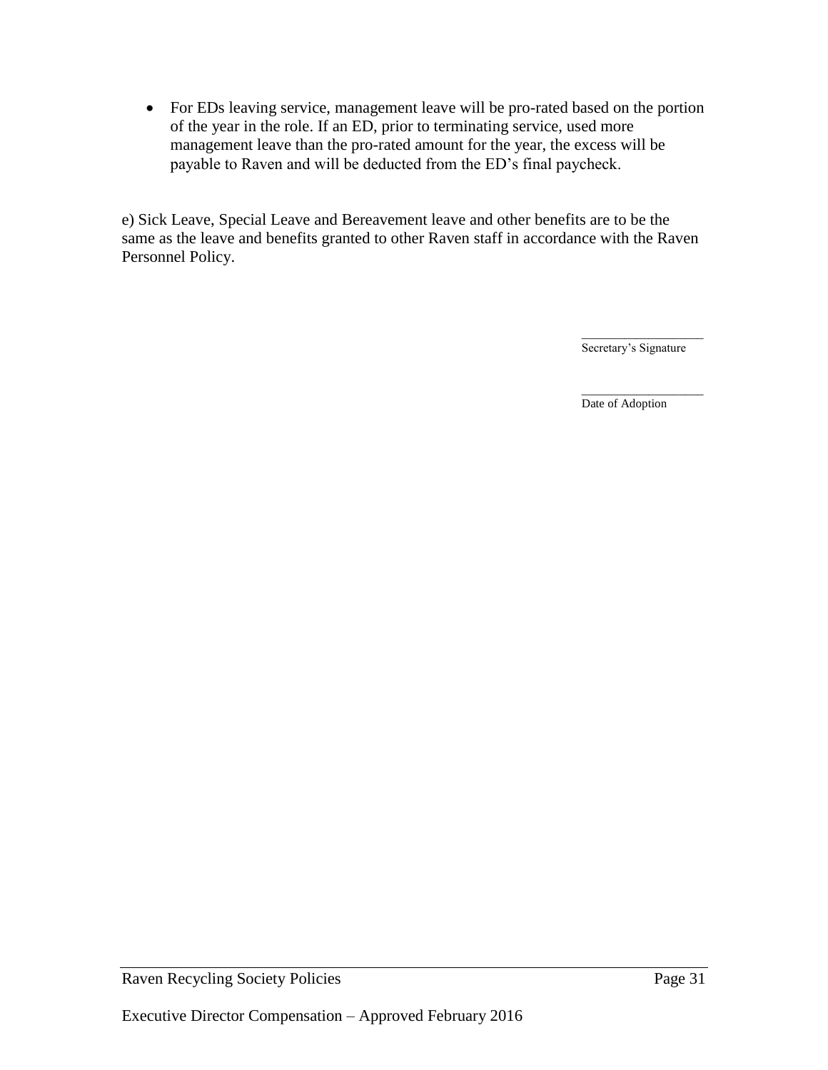- For EDs leaving service, management leave will be pro-rated based on the portion of the year in the role. If an ED, prior to terminating service, used more management leave than the pro-rated amount for the year, the excess will be payable to Raven and will be deducted from the ED's final paycheck.

e) Sick Leave, Special Leave and Bereavement leave and other benefits are to be the same as the leave and benefits granted to other Raven staff in accordance with the Raven Personnel Policy.

___________________
Secretary's Signature

___________________
Date of Adoption

Executive Director Compensation – Approved February 2016